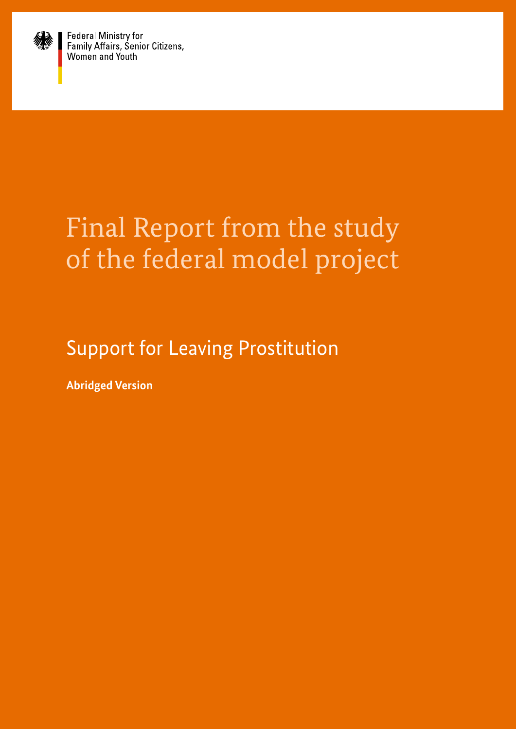Federal Ministry for
Family Affairs, Senior Citizens,
Women and Youth

# Final Report from the study of the federal model project

## Support for Leaving Prostitution

**Abridged Version**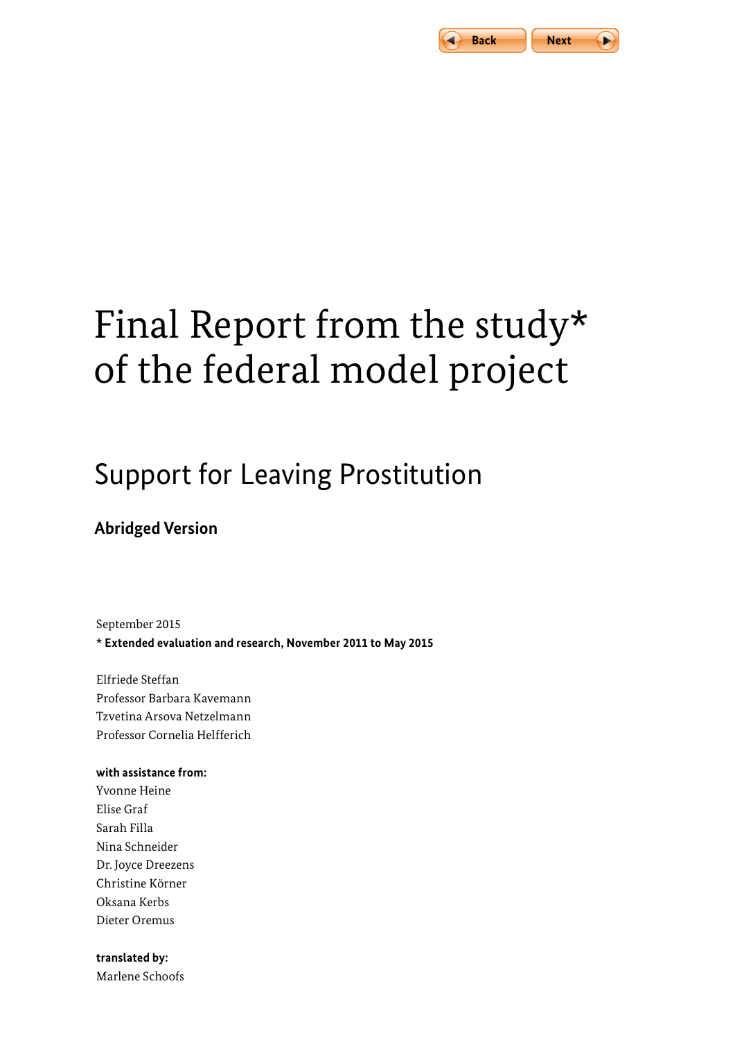# Final Report from the study* of the federal model project

## Support for Leaving Prostitution

**Abridged Version**

September 2015

**\* Extended evaluation and research, November 2011 to May 2015**

Elfriede Steffan
Professor Barbara Kavemann
Tzvetina Arsova Netzelmann
Professor Cornelia Helfferich

**with assistance from:**
Yvonne Heine
Elise Graf
Sarah Filla
Nina Schneider
Dr. Joyce Dreezens
Christine Körner
Oksana Kerbs
Dieter Oremus

**translated by:**
Marlene Schoofs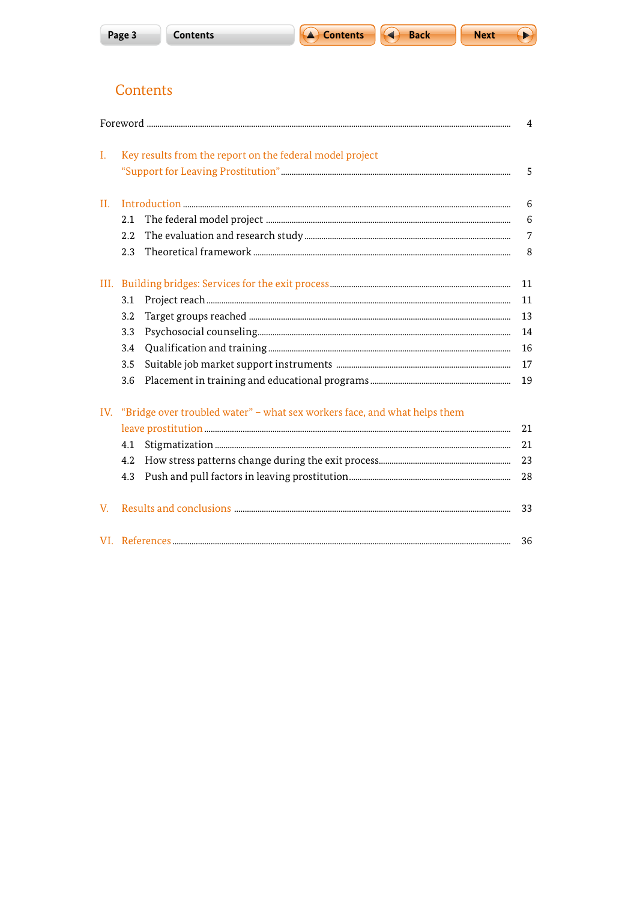# Contents

Foreword ..... 4

I. Key results from the report on the federal model project “Support for Leaving Prostitution” ..... 5

II. Introduction ..... 6
- 2.1 The federal model project ..... 6
- 2.2 The evaluation and research study ..... 7
- 2.3 Theoretical framework ..... 8

III. Building bridges: Services for the exit process ..... 11
- 3.1 Project reach ..... 11
- 3.2 Target groups reached ..... 13
- 3.3 Psychosocial counseling ..... 14
- 3.4 Qualification and training ..... 16
- 3.5 Suitable job market support instruments ..... 17
- 3.6 Placement in training and educational programs ..... 19

IV. “Bridge over troubled water” – what sex workers face, and what helps them leave prostitution ..... 21
- 4.1 Stigmatization ..... 21
- 4.2 How stress patterns change during the exit process ..... 23
- 4.3 Push and pull factors in leaving prostitution ..... 28

V. Results and conclusions ..... 33

VI. References ..... 36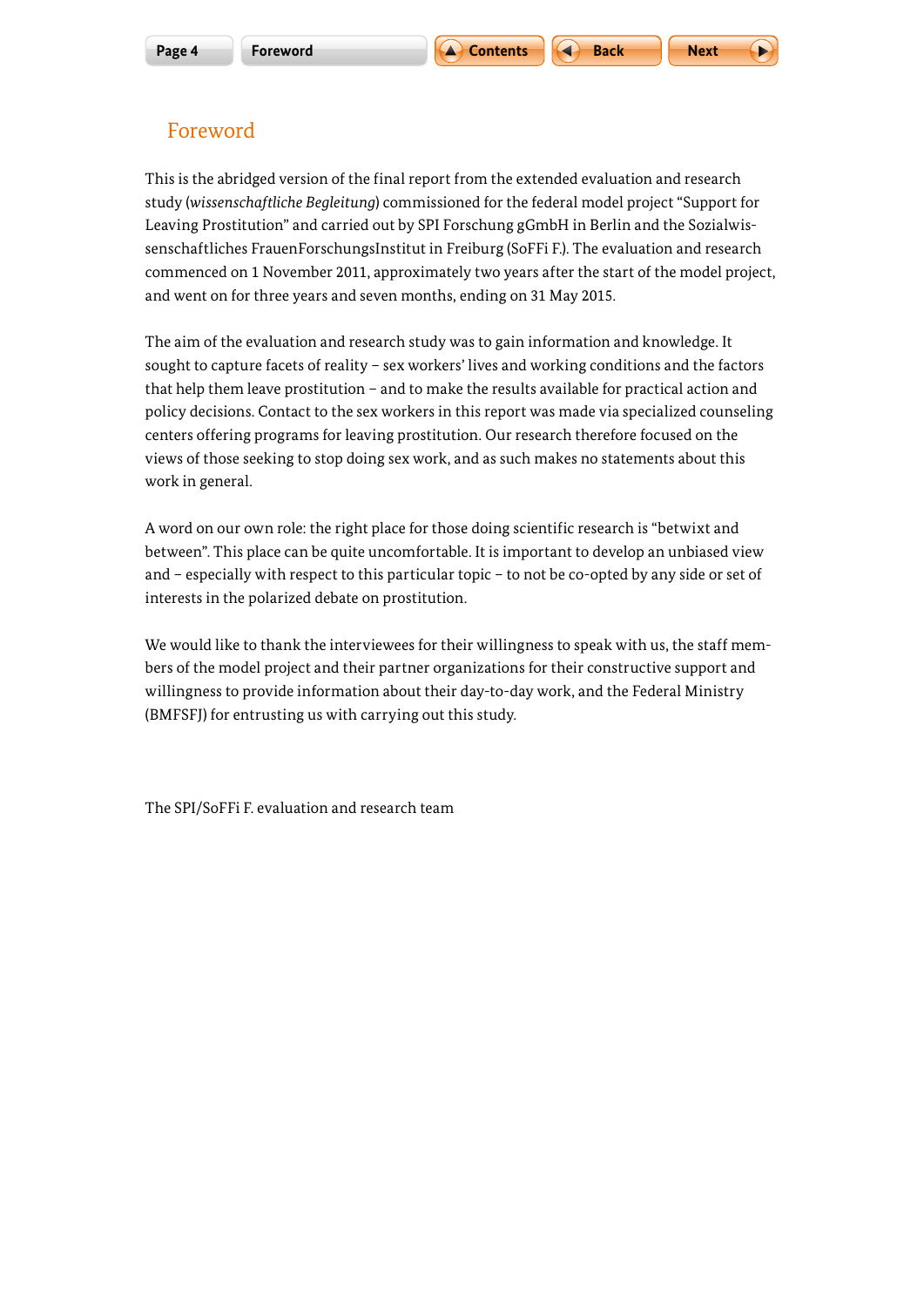# Foreword

This is the abridged version of the final report from the extended evaluation and research study (*wissenschaftliche Begleitung*) commissioned for the federal model project "Support for Leaving Prostitution" and carried out by SPI Forschung gGmbH in Berlin and the Sozialwissenschaftliches FrauenForschungsInstitut in Freiburg (SoFFi F.). The evaluation and research commenced on 1 November 2011, approximately two years after the start of the model project, and went on for three years and seven months, ending on 31 May 2015.

The aim of the evaluation and research study was to gain information and knowledge. It sought to capture facets of reality – sex workers' lives and working conditions and the factors that help them leave prostitution – and to make the results available for practical action and policy decisions. Contact to the sex workers in this report was made via specialized counseling centers offering programs for leaving prostitution. Our research therefore focused on the views of those seeking to stop doing sex work, and as such makes no statements about this work in general.

A word on our own role: the right place for those doing scientific research is "betwixt and between". This place can be quite uncomfortable. It is important to develop an unbiased view and – especially with respect to this particular topic – to not be co-opted by any side or set of interests in the polarized debate on prostitution.

We would like to thank the interviewees for their willingness to speak with us, the staff members of the model project and their partner organizations for their constructive support and willingness to provide information about their day-to-day work, and the Federal Ministry (BMFSFJ) for entrusting us with carrying out this study.

The SPI/SoFFi F. evaluation and research team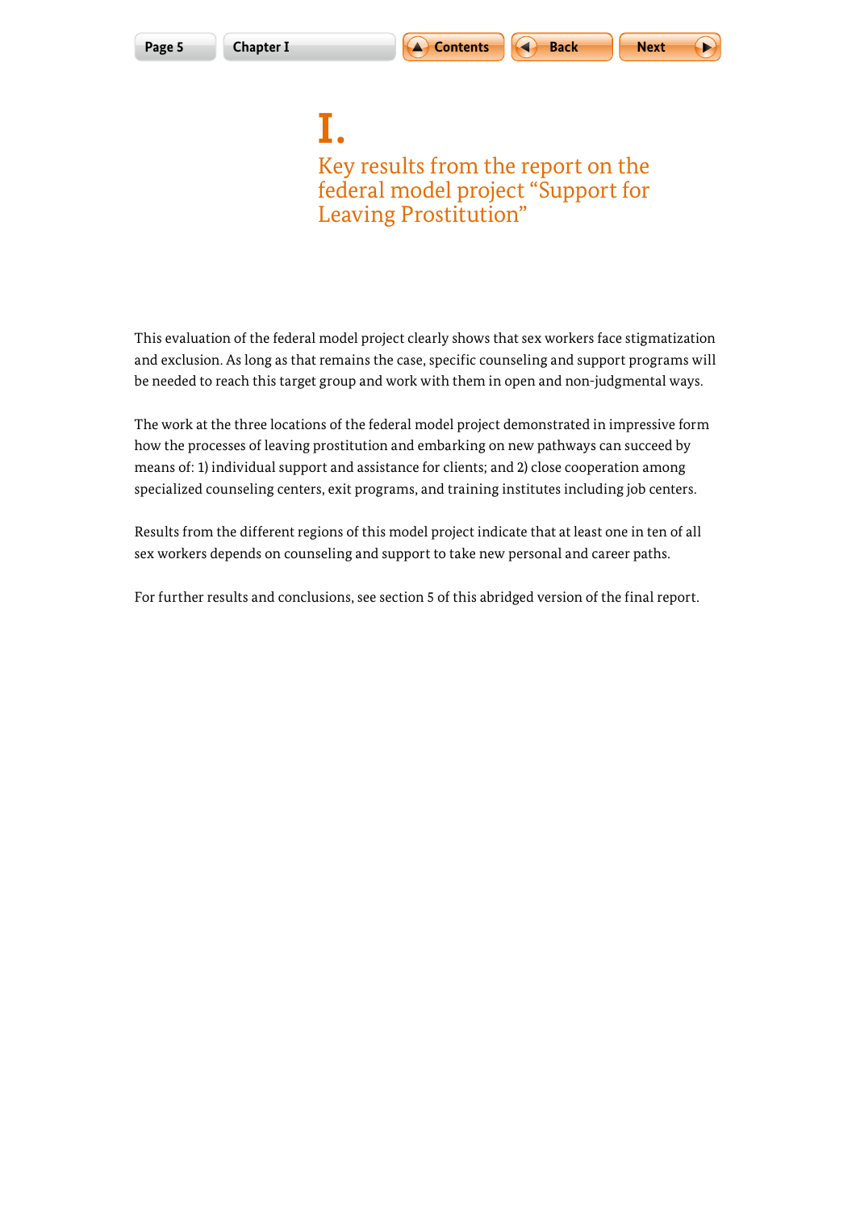# I. Key results from the report on the federal model project "Support for Leaving Prostitution"

This evaluation of the federal model project clearly shows that sex workers face stigmatization and exclusion. As long as that remains the case, specific counseling and support programs will be needed to reach this target group and work with them in open and non-judgmental ways.

The work at the three locations of the federal model project demonstrated in impressive form how the processes of leaving prostitution and embarking on new pathways can succeed by means of: 1) individual support and assistance for clients; and 2) close cooperation among specialized counseling centers, exit programs, and training institutes including job centers.

Results from the different regions of this model project indicate that at least one in ten of all sex workers depends on counseling and support to take new personal and career paths.

For further results and conclusions, see section 5 of this abridged version of the final report.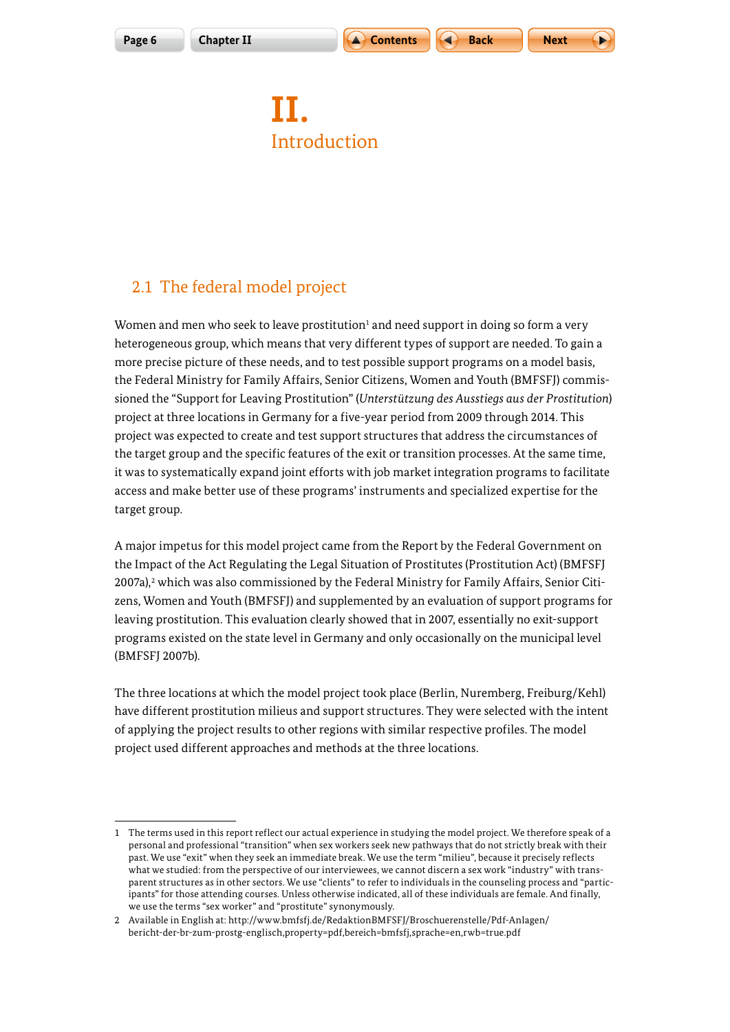# II. Introduction

## 2.1 The federal model project

Women and men who seek to leave prostitution[1] and need support in doing so form a very heterogeneous group, which means that very different types of support are needed. To gain a more precise picture of these needs, and to test possible support programs on a model basis, the Federal Ministry for Family Affairs, Senior Citizens, Women and Youth (BMFSFJ) commissioned the "Support for Leaving Prostitution" (*Unterstützung des Ausstiegs aus der Prostitution*) project at three locations in Germany for a five-year period from 2009 through 2014. This project was expected to create and test support structures that address the circumstances of the target group and the specific features of the exit or transition processes. At the same time, it was to systematically expand joint efforts with job market integration programs to facilitate access and make better use of these programs' instruments and specialized expertise for the target group.

A major impetus for this model project came from the Report by the Federal Government on the Impact of the Act Regulating the Legal Situation of Prostitutes (Prostitution Act) (BMFSFJ 2007a),[2] which was also commissioned by the Federal Ministry for Family Affairs, Senior Citizens, Women and Youth (BMFSFJ) and supplemented by an evaluation of support programs for leaving prostitution. This evaluation clearly showed that in 2007, essentially no exit-support programs existed on the state level in Germany and only occasionally on the municipal level (BMFSFJ 2007b).

The three locations at which the model project took place (Berlin, Nuremberg, Freiburg/Kehl) have different prostitution milieus and support structures. They were selected with the intent of applying the project results to other regions with similar respective profiles. The model project used different approaches and methods at the three locations.

---

1 The terms used in this report reflect our actual experience in studying the model project. We therefore speak of a personal and professional "transition" when sex workers seek new pathways that do not strictly break with their past. We use "exit" when they seek an immediate break. We use the term "milieu", because it precisely reflects what we studied: from the perspective of our interviewees, we cannot discern a sex work "industry" with transparent structures as in other sectors. We use "clients" to refer to individuals in the counseling process and "participants" for those attending courses. Unless otherwise indicated, all of these individuals are female. And finally, we use the terms "sex worker" and "prostitute" synonymously.

2 Available in English at: http://www.bmfsfj.de/RedaktionBMFSFJ/Broschuerenstelle/Pdf-Anlagen/bericht-der-br-zum-prostg-englisch,property=pdf,bereich=bmfsfj,sprache=en,rwb=true.pdf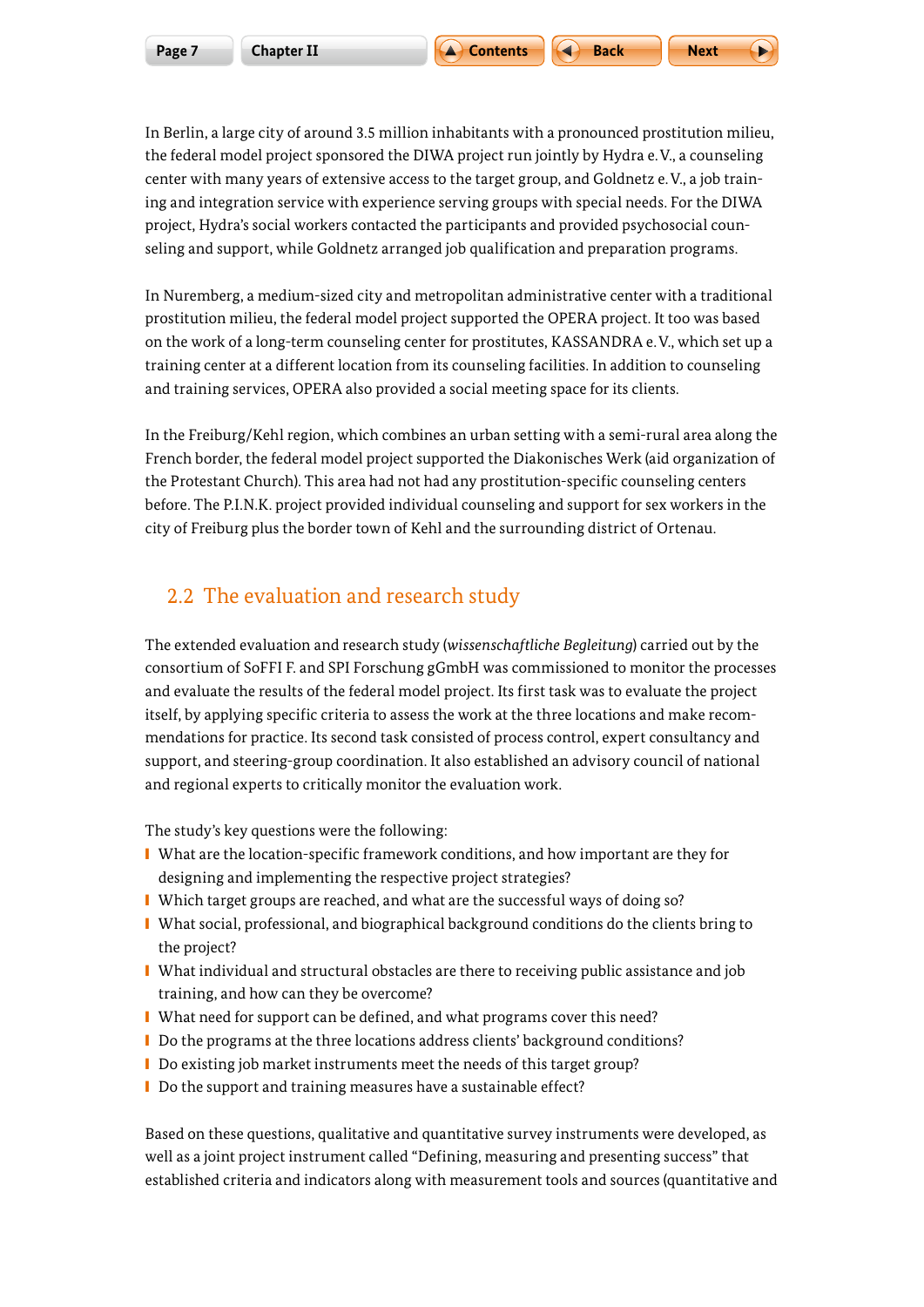In Berlin, a large city of around 3.5 million inhabitants with a pronounced prostitution milieu, the federal model project sponsored the DIWA project run jointly by Hydra e. V., a counseling center with many years of extensive access to the target group, and Goldnetz e. V., a job training and integration service with experience serving groups with special needs. For the DIWA project, Hydra's social workers contacted the participants and provided psychosocial counseling and support, while Goldnetz arranged job qualification and preparation programs.

In Nuremberg, a medium-sized city and metropolitan administrative center with a traditional prostitution milieu, the federal model project supported the OPERA project. It too was based on the work of a long-term counseling center for prostitutes, KASSANDRA e. V., which set up a training center at a different location from its counseling facilities. In addition to counseling and training services, OPERA also provided a social meeting space for its clients.

In the Freiburg/Kehl region, which combines an urban setting with a semi-rural area along the French border, the federal model project supported the Diakonisches Werk (aid organization of the Protestant Church). This area had not had any prostitution-specific counseling centers before. The P.I.N.K. project provided individual counseling and support for sex workers in the city of Freiburg plus the border town of Kehl and the surrounding district of Ortenau.

## 2.2 The evaluation and research study

The extended evaluation and research study (*wissenschaftliche Begleitung*) carried out by the consortium of SoFFI F. and SPI Forschung gGmbH was commissioned to monitor the processes and evaluate the results of the federal model project. Its first task was to evaluate the project itself, by applying specific criteria to assess the work at the three locations and make recommendations for practice. Its second task consisted of process control, expert consultancy and support, and steering-group coordination. It also established an advisory council of national and regional experts to critically monitor the evaluation work.

The study's key questions were the following:

- What are the location-specific framework conditions, and how important are they for designing and implementing the respective project strategies?
- Which target groups are reached, and what are the successful ways of doing so?
- What social, professional, and biographical background conditions do the clients bring to the project?
- What individual and structural obstacles are there to receiving public assistance and job training, and how can they be overcome?
- What need for support can be defined, and what programs cover this need?
- Do the programs at the three locations address clients' background conditions?
- Do existing job market instruments meet the needs of this target group?
- Do the support and training measures have a sustainable effect?

Based on these questions, qualitative and quantitative survey instruments were developed, as well as a joint project instrument called "Defining, measuring and presenting success" that established criteria and indicators along with measurement tools and sources (quantitative and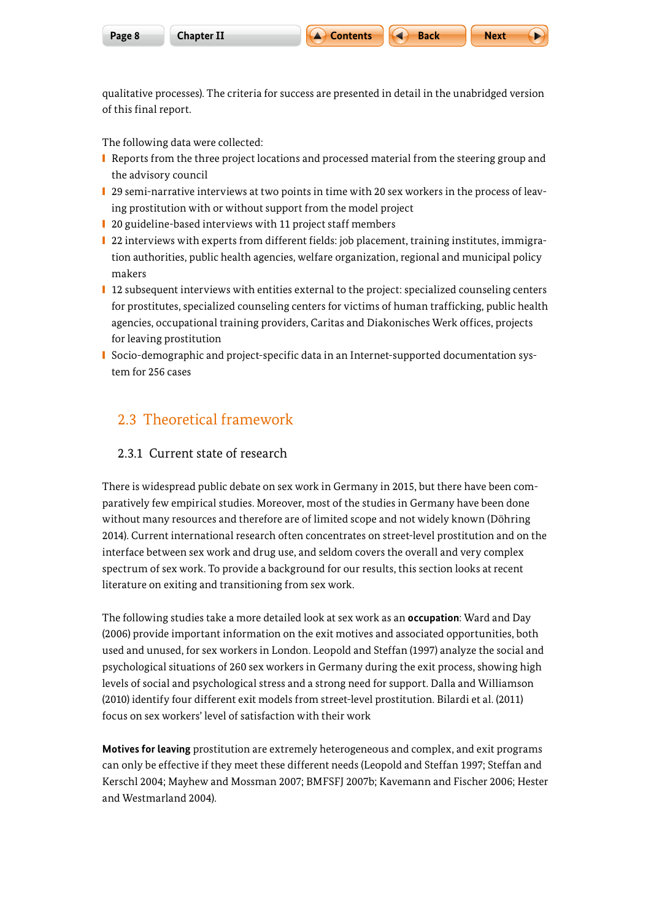qualitative processes). The criteria for success are presented in detail in the unabridged version of this final report.

The following data were collected:

- Reports from the three project locations and processed material from the steering group and the advisory council
- 29 semi-narrative interviews at two points in time with 20 sex workers in the process of leaving prostitution with or without support from the model project
- 20 guideline-based interviews with 11 project staff members
- 22 interviews with experts from different fields: job placement, training institutes, immigration authorities, public health agencies, welfare organization, regional and municipal policy makers
- 12 subsequent interviews with entities external to the project: specialized counseling centers for prostitutes, specialized counseling centers for victims of human trafficking, public health agencies, occupational training providers, Caritas and Diakonisches Werk offices, projects for leaving prostitution
- Socio-demographic and project-specific data in an Internet-supported documentation system for 256 cases

## 2.3 Theoretical framework

### 2.3.1 Current state of research

There is widespread public debate on sex work in Germany in 2015, but there have been comparatively few empirical studies. Moreover, most of the studies in Germany have been done without many resources and therefore are of limited scope and not widely known (Döhring 2014). Current international research often concentrates on street-level prostitution and on the interface between sex work and drug use, and seldom covers the overall and very complex spectrum of sex work. To provide a background for our results, this section looks at recent literature on exiting and transitioning from sex work.

The following studies take a more detailed look at sex work as an **occupation**: Ward and Day (2006) provide important information on the exit motives and associated opportunities, both used and unused, for sex workers in London. Leopold and Steffan (1997) analyze the social and psychological situations of 260 sex workers in Germany during the exit process, showing high levels of social and psychological stress and a strong need for support. Dalla and Williamson (2010) identify four different exit models from street-level prostitution. Bilardi et al. (2011) focus on sex workers' level of satisfaction with their work

**Motives for leaving** prostitution are extremely heterogeneous and complex, and exit programs can only be effective if they meet these different needs (Leopold and Steffan 1997; Steffan and Kerschl 2004; Mayhew and Mossman 2007; BMFSFJ 2007b; Kavemann and Fischer 2006; Hester and Westmarland 2004).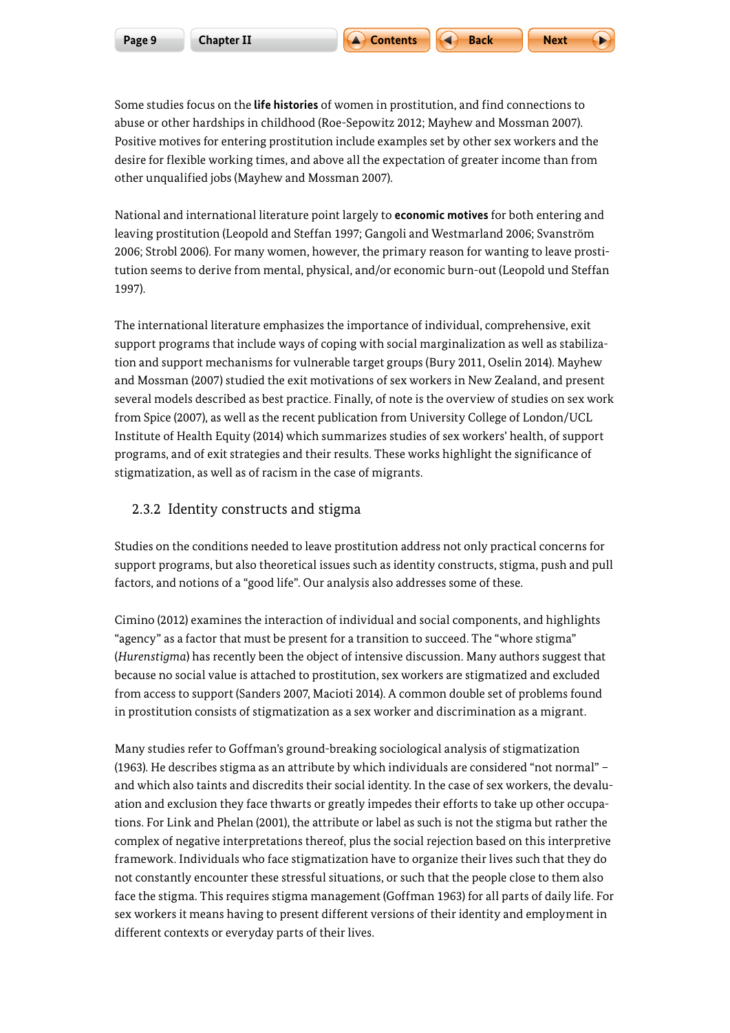Some studies focus on the **life histories** of women in prostitution, and find connections to abuse or other hardships in childhood (Roe-Sepowitz 2012; Mayhew and Mossman 2007). Positive motives for entering prostitution include examples set by other sex workers and the desire for flexible working times, and above all the expectation of greater income than from other unqualified jobs (Mayhew and Mossman 2007).

National and international literature point largely to **economic motives** for both entering and leaving prostitution (Leopold and Steffan 1997; Gangoli and Westmarland 2006; Svanström 2006; Strobl 2006). For many women, however, the primary reason for wanting to leave prostitution seems to derive from mental, physical, and/or economic burn-out (Leopold und Steffan 1997).

The international literature emphasizes the importance of individual, comprehensive, exit support programs that include ways of coping with social marginalization as well as stabilization and support mechanisms for vulnerable target groups (Bury 2011, Oselin 2014). Mayhew and Mossman (2007) studied the exit motivations of sex workers in New Zealand, and present several models described as best practice. Finally, of note is the overview of studies on sex work from Spice (2007), as well as the recent publication from University College of London/UCL Institute of Health Equity (2014) which summarizes studies of sex workers' health, of support programs, and of exit strategies and their results. These works highlight the significance of stigmatization, as well as of racism in the case of migrants.

### 2.3.2 Identity constructs and stigma

Studies on the conditions needed to leave prostitution address not only practical concerns for support programs, but also theoretical issues such as identity constructs, stigma, push and pull factors, and notions of a "good life". Our analysis also addresses some of these.

Cimino (2012) examines the interaction of individual and social components, and highlights "agency" as a factor that must be present for a transition to succeed. The "whore stigma" (*Hurenstigma*) has recently been the object of intensive discussion. Many authors suggest that because no social value is attached to prostitution, sex workers are stigmatized and excluded from access to support (Sanders 2007, Macioti 2014). A common double set of problems found in prostitution consists of stigmatization as a sex worker and discrimination as a migrant.

Many studies refer to Goffman's ground-breaking sociological analysis of stigmatization (1963). He describes stigma as an attribute by which individuals are considered "not normal" – and which also taints and discredits their social identity. In the case of sex workers, the devaluation and exclusion they face thwarts or greatly impedes their efforts to take up other occupations. For Link and Phelan (2001), the attribute or label as such is not the stigma but rather the complex of negative interpretations thereof, plus the social rejection based on this interpretive framework. Individuals who face stigmatization have to organize their lives such that they do not constantly encounter these stressful situations, or such that the people close to them also face the stigma. This requires stigma management (Goffman 1963) for all parts of daily life. For sex workers it means having to present different versions of their identity and employment in different contexts or everyday parts of their lives.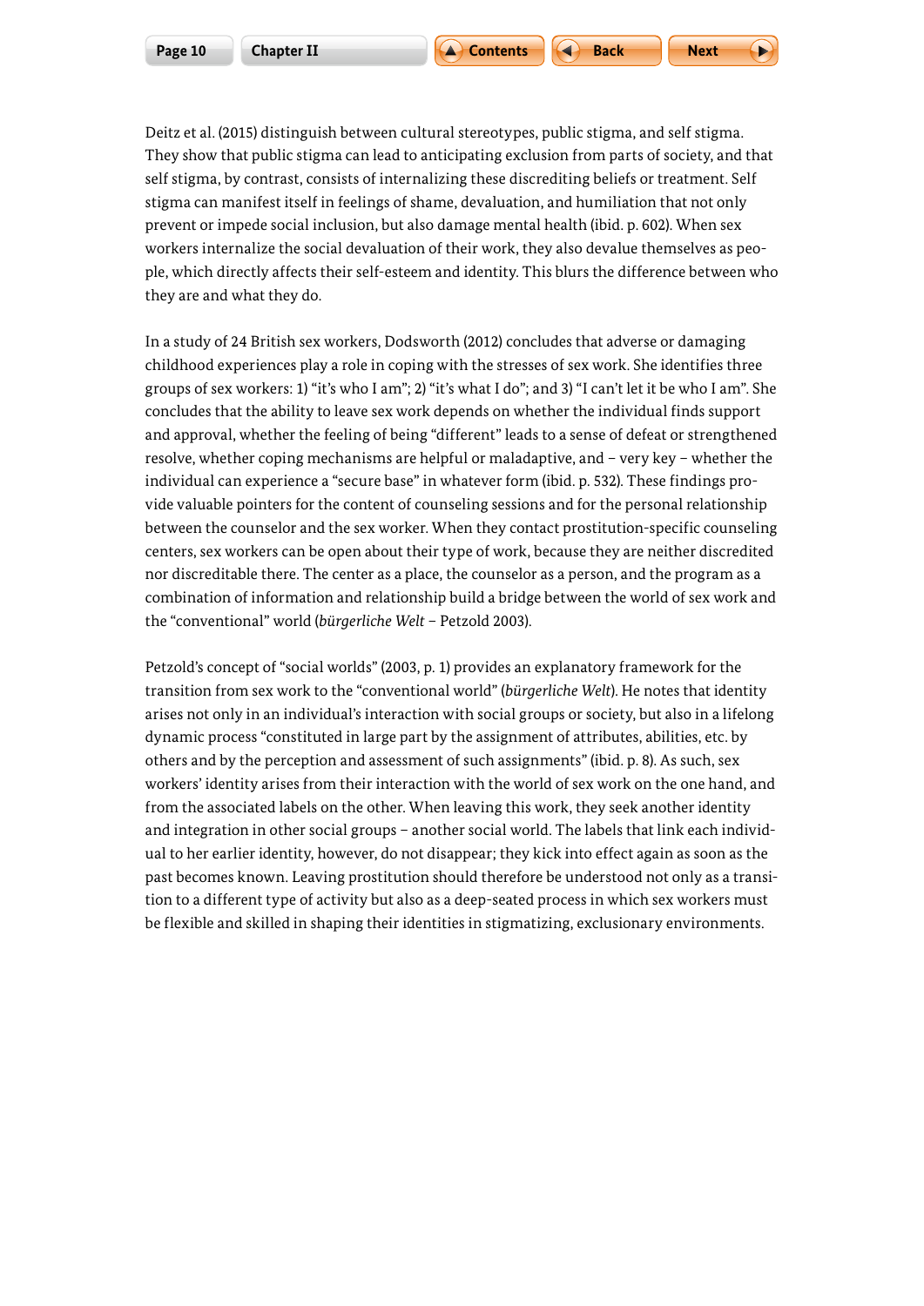Deitz et al. (2015) distinguish between cultural stereotypes, public stigma, and self stigma. They show that public stigma can lead to anticipating exclusion from parts of society, and that self stigma, by contrast, consists of internalizing these discrediting beliefs or treatment. Self stigma can manifest itself in feelings of shame, devaluation, and humiliation that not only prevent or impede social inclusion, but also damage mental health (ibid. p. 602). When sex workers internalize the social devaluation of their work, they also devalue themselves as people, which directly affects their self-esteem and identity. This blurs the difference between who they are and what they do.

In a study of 24 British sex workers, Dodsworth (2012) concludes that adverse or damaging childhood experiences play a role in coping with the stresses of sex work. She identifies three groups of sex workers: 1) "it's who I am"; 2) "it's what I do"; and 3) "I can't let it be who I am". She concludes that the ability to leave sex work depends on whether the individual finds support and approval, whether the feeling of being "different" leads to a sense of defeat or strengthened resolve, whether coping mechanisms are helpful or maladaptive, and – very key – whether the individual can experience a "secure base" in whatever form (ibid. p. 532). These findings provide valuable pointers for the content of counseling sessions and for the personal relationship between the counselor and the sex worker. When they contact prostitution-specific counseling centers, sex workers can be open about their type of work, because they are neither discredited nor discreditable there. The center as a place, the counselor as a person, and the program as a combination of information and relationship build a bridge between the world of sex work and the "conventional" world (*bürgerliche Welt* – Petzold 2003).

Petzold's concept of "social worlds" (2003, p. 1) provides an explanatory framework for the transition from sex work to the "conventional world" (*bürgerliche Welt*). He notes that identity arises not only in an individual's interaction with social groups or society, but also in a lifelong dynamic process "constituted in large part by the assignment of attributes, abilities, etc. by others and by the perception and assessment of such assignments" (ibid. p. 8). As such, sex workers' identity arises from their interaction with the world of sex work on the one hand, and from the associated labels on the other. When leaving this work, they seek another identity and integration in other social groups – another social world. The labels that link each individual to her earlier identity, however, do not disappear; they kick into effect again as soon as the past becomes known. Leaving prostitution should therefore be understood not only as a transition to a different type of activity but also as a deep-seated process in which sex workers must be flexible and skilled in shaping their identities in stigmatizing, exclusionary environments.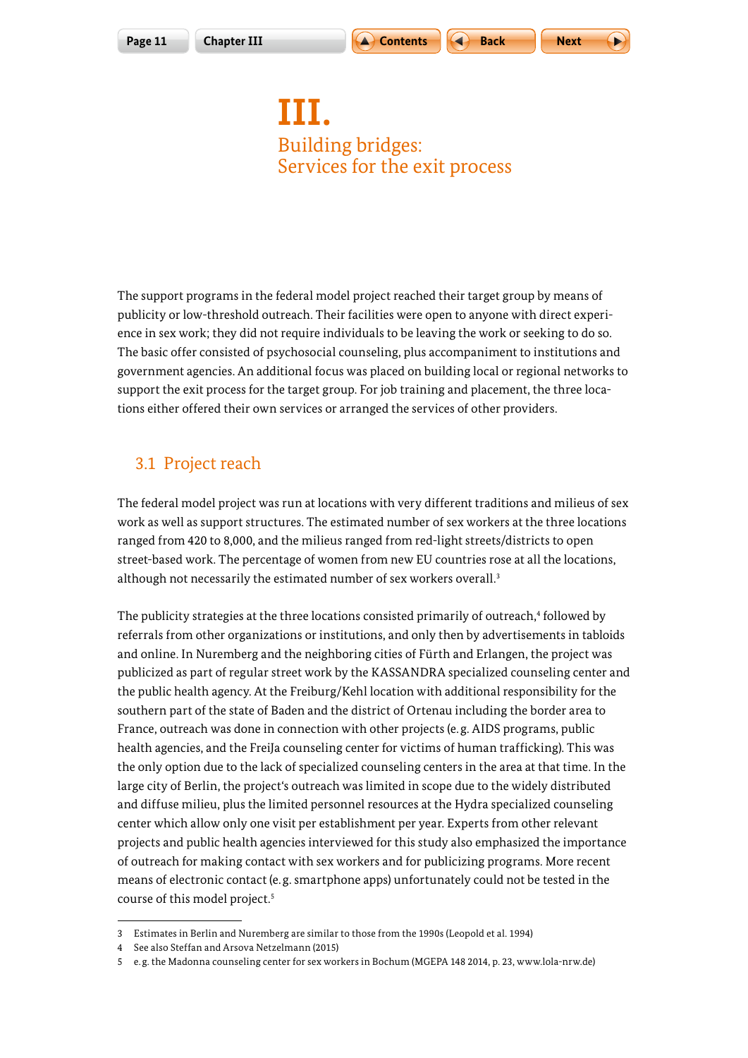# III.
## Building bridges: Services for the exit process

The support programs in the federal model project reached their target group by means of publicity or low-threshold outreach. Their facilities were open to anyone with direct experience in sex work; they did not require individuals to be leaving the work or seeking to do so. The basic offer consisted of psychosocial counseling, plus accompaniment to institutions and government agencies. An additional focus was placed on building local or regional networks to support the exit process for the target group. For job training and placement, the three locations either offered their own services or arranged the services of other providers.

### 3.1 Project reach

The federal model project was run at locations with very different traditions and milieus of sex work as well as support structures. The estimated number of sex workers at the three locations ranged from 420 to 8,000, and the milieus ranged from red-light streets/districts to open street-based work. The percentage of women from new EU countries rose at all the locations, although not necessarily the estimated number of sex workers overall.[3]

The publicity strategies at the three locations consisted primarily of outreach,[4] followed by referrals from other organizations or institutions, and only then by advertisements in tabloids and online. In Nuremberg and the neighboring cities of Fürth and Erlangen, the project was publicized as part of regular street work by the KASSANDRA specialized counseling center and the public health agency. At the Freiburg/Kehl location with additional responsibility for the southern part of the state of Baden and the district of Ortenau including the border area to France, outreach was done in connection with other projects (e. g. AIDS programs, public health agencies, and the FreiJa counseling center for victims of human trafficking). This was the only option due to the lack of specialized counseling centers in the area at that time. In the large city of Berlin, the project's outreach was limited in scope due to the widely distributed and diffuse milieu, plus the limited personnel resources at the Hydra specialized counseling center which allow only one visit per establishment per year. Experts from other relevant projects and public health agencies interviewed for this study also emphasized the importance of outreach for making contact with sex workers and for publicizing programs. More recent means of electronic contact (e. g. smartphone apps) unfortunately could not be tested in the course of this model project.[5]

---

3 Estimates in Berlin and Nuremberg are similar to those from the 1990s (Leopold et al. 1994)

4 See also Steffan and Arsova Netzelmann (2015)

5 e. g. the Madonna counseling center for sex workers in Bochum (MGEPA 148 2014, p. 23, www.lola-nrw.de)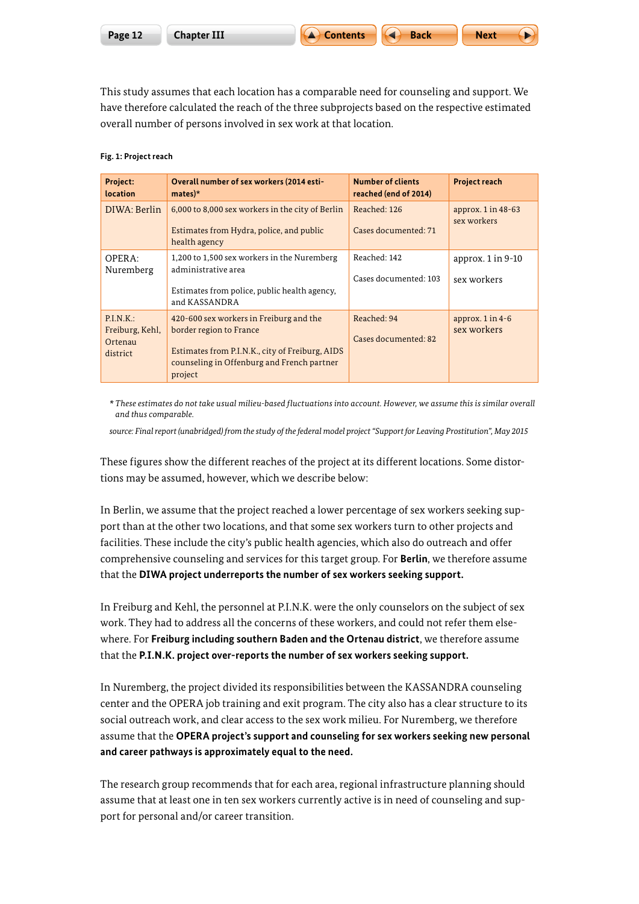This study assumes that each location has a comparable need for counseling and support. We have therefore calculated the reach of the three subprojects based on the respective estimated overall number of persons involved in sex work at that location.

**Fig. 1: Project reach**

| Project: location | Overall number of sex workers (2014 estimates)* | Number of clients reached (end of 2014) | Project reach |
|---|---|---|---|
| DIWA: Berlin | 6,000 to 8,000 sex workers in the city of Berlin<br><br>Estimates from Hydra, police, and public health agency | Reached: 126<br><br>Cases documented: 71 | approx. 1 in 48-63 sex workers |
| OPERA: Nuremberg | 1,200 to 1,500 sex workers in the Nuremberg administrative area<br><br>Estimates from police, public health agency, and KASSANDRA | Reached: 142<br><br>Cases documented: 103 | approx. 1 in 9-10<br><br>sex workers |
| P.I.N.K.: Freiburg, Kehl, Ortenau district | 420-600 sex workers in Freiburg and the border region to France<br><br>Estimates from P.I.N.K., city of Freiburg, AIDS counseling in Offenburg and French partner project | Reached: 94<br><br>Cases documented: 82 | approx. 1 in 4-6 sex workers |

\* *These estimates do not take usual milieu-based fluctuations into account. However, we assume this is similar overall and thus comparable.*

*source: Final report (unabridged) from the study of the federal model project "Support for Leaving Prostitution", May 2015*

These figures show the different reaches of the project at its different locations. Some distortions may be assumed, however, which we describe below:

In Berlin, we assume that the project reached a lower percentage of sex workers seeking support than at the other two locations, and that some sex workers turn to other projects and facilities. These include the city's public health agencies, which also do outreach and offer comprehensive counseling and services for this target group. For **Berlin**, we therefore assume that the **DIWA project underreports the number of sex workers seeking support.**

In Freiburg and Kehl, the personnel at P.I.N.K. were the only counselors on the subject of sex work. They had to address all the concerns of these workers, and could not refer them elsewhere. For **Freiburg including southern Baden and the Ortenau district**, we therefore assume that the **P.I.N.K. project over-reports the number of sex workers seeking support.**

In Nuremberg, the project divided its responsibilities between the KASSANDRA counseling center and the OPERA job training and exit program. The city also has a clear structure to its social outreach work, and clear access to the sex work milieu. For Nuremberg, we therefore assume that the **OPERA project's support and counseling for sex workers seeking new personal and career pathways is approximately equal to the need.**

The research group recommends that for each area, regional infrastructure planning should assume that at least one in ten sex workers currently active is in need of counseling and support for personal and/or career transition.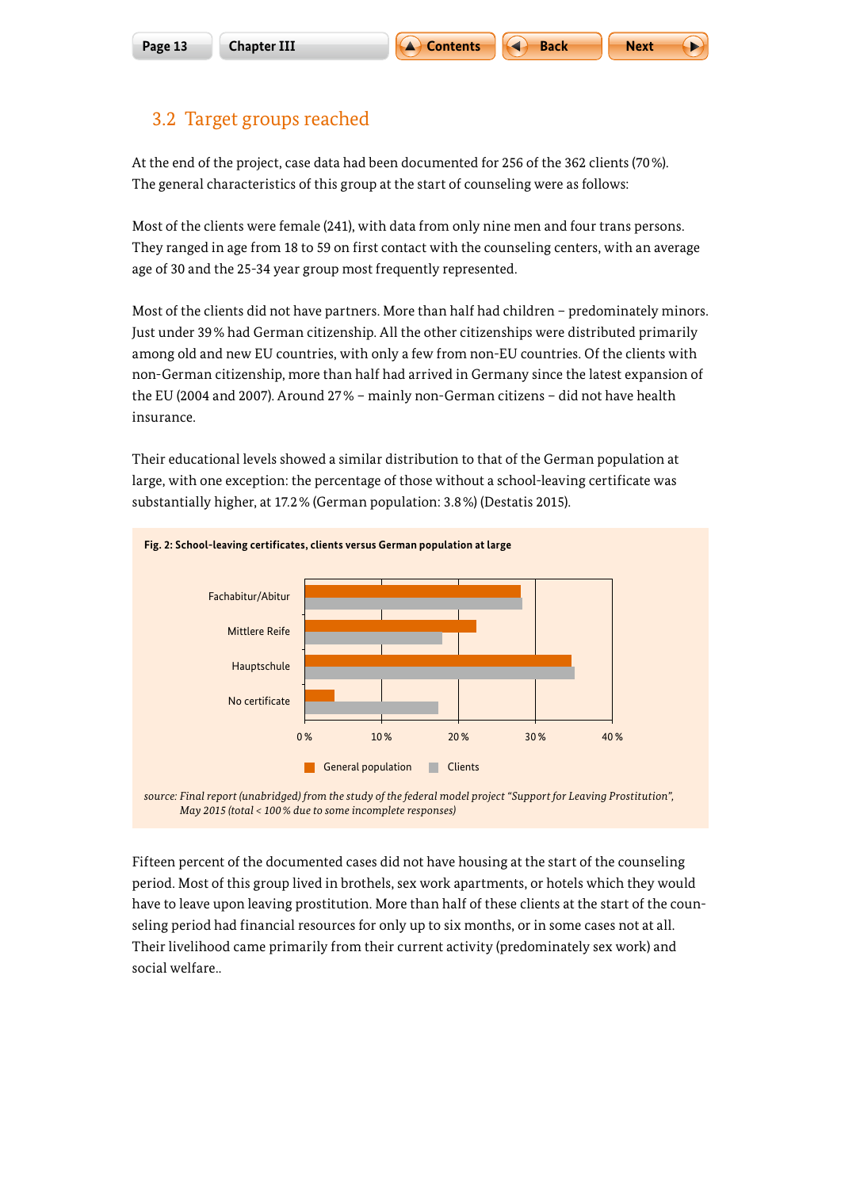## 3.2 Target groups reached

At the end of the project, case data had been documented for 256 of the 362 clients (70 %). The general characteristics of this group at the start of counseling were as follows:

Most of the clients were female (241), with data from only nine men and four trans persons. They ranged in age from 18 to 59 on first contact with the counseling centers, with an average age of 30 and the 25-34 year group most frequently represented.

Most of the clients did not have partners. More than half had children – predominately minors. Just under 39 % had German citizenship. All the other citizenships were distributed primarily among old and new EU countries, with only a few from non-EU countries. Of the clients with non-German citizenship, more than half had arrived in Germany since the latest expansion of the EU (2004 and 2007). Around 27 % – mainly non-German citizens – did not have health insurance.

Their educational levels showed a similar distribution to that of the German population at large, with one exception: the percentage of those without a school-leaving certificate was substantially higher, at 17.2 % (German population: 3.8 %) (Destatis 2015).

**Fig. 2: School-leaving certificates, clients versus German population at large**

Fachabitur/Abitur
Mittlere Reife
Hauptschule
No certificate

0 % 10 % 20 % 30 % 40 %

General population Clients

*source: Final report (unabridged) from the study of the federal model project "Support for Leaving Prostitution", May 2015 (total < 100 % due to some incomplete responses)*

Fifteen percent of the documented cases did not have housing at the start of the counseling period. Most of this group lived in brothels, sex work apartments, or hotels which they would have to leave upon leaving prostitution. More than half of these clients at the start of the counseling period had financial resources for only up to six months, or in some cases not at all. Their livelihood came primarily from their current activity (predominately sex work) and social welfare..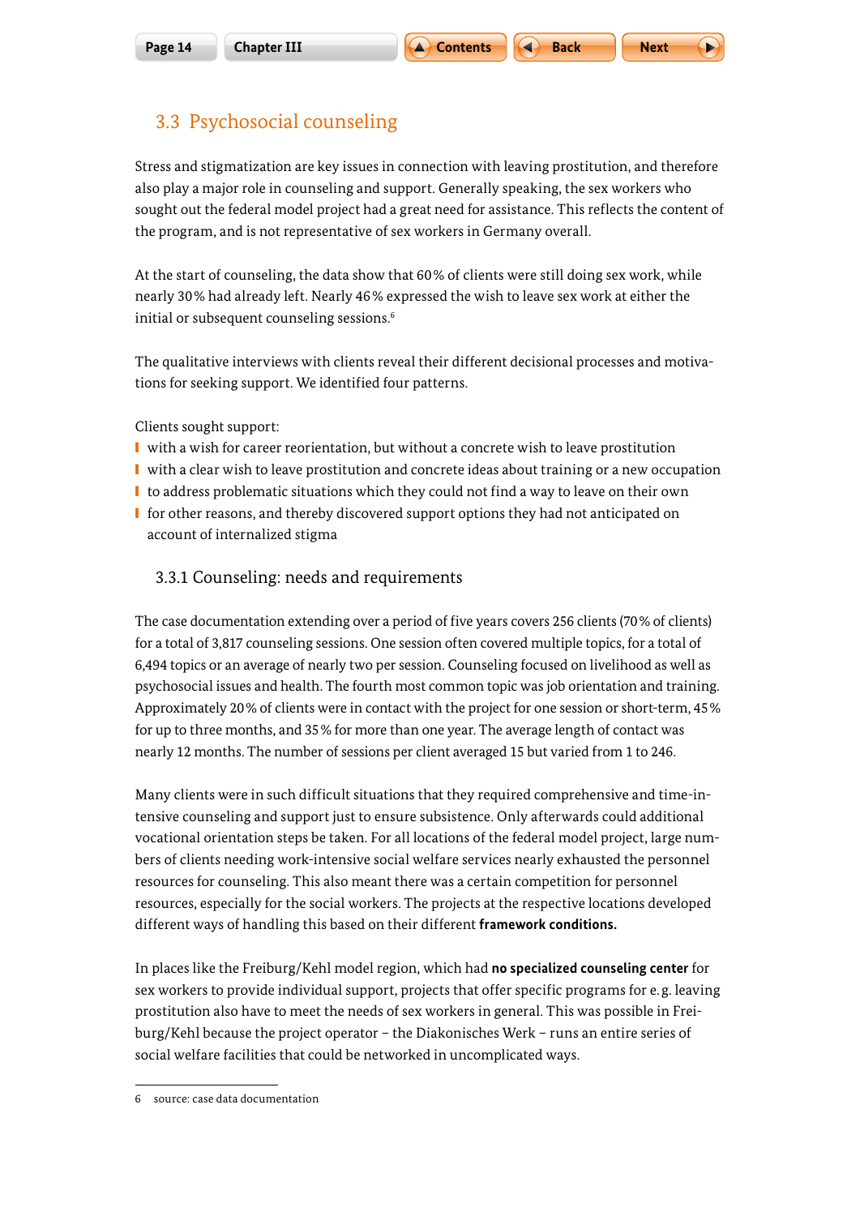## 3.3 Psychosocial counseling

Stress and stigmatization are key issues in connection with leaving prostitution, and therefore also play a major role in counseling and support. Generally speaking, the sex workers who sought out the federal model project had a great need for assistance. This reflects the content of the program, and is not representative of sex workers in Germany overall.

At the start of counseling, the data show that 60 % of clients were still doing sex work, while nearly 30 % had already left. Nearly 46 % expressed the wish to leave sex work at either the initial or subsequent counseling sessions.[6]

The qualitative interviews with clients reveal their different decisional processes and motivations for seeking support. We identified four patterns.

Clients sought support:

- with a wish for career reorientation, but without a concrete wish to leave prostitution
- with a clear wish to leave prostitution and concrete ideas about training or a new occupation
- to address problematic situations which they could not find a way to leave on their own
- for other reasons, and thereby discovered support options they had not anticipated on account of internalized stigma

### 3.3.1 Counseling: needs and requirements

The case documentation extending over a period of five years covers 256 clients (70 % of clients) for a total of 3,817 counseling sessions. One session often covered multiple topics, for a total of 6,494 topics or an average of nearly two per session. Counseling focused on livelihood as well as psychosocial issues and health. The fourth most common topic was job orientation and training. Approximately 20 % of clients were in contact with the project for one session or short-term, 45 % for up to three months, and 35 % for more than one year. The average length of contact was nearly 12 months. The number of sessions per client averaged 15 but varied from 1 to 246.

Many clients were in such difficult situations that they required comprehensive and time-intensive counseling and support just to ensure subsistence. Only afterwards could additional vocational orientation steps be taken. For all locations of the federal model project, large numbers of clients needing work-intensive social welfare services nearly exhausted the personnel resources for counseling. This also meant there was a certain competition for personnel resources, especially for the social workers. The projects at the respective locations developed different ways of handling this based on their different **framework conditions.**

In places like the Freiburg/Kehl model region, which had **no specialized counseling center** for sex workers to provide individual support, projects that offer specific programs for e. g. leaving prostitution also have to meet the needs of sex workers in general. This was possible in Freiburg/Kehl because the project operator – the Diakonisches Werk – runs an entire series of social welfare facilities that could be networked in uncomplicated ways.

---

6 source: case data documentation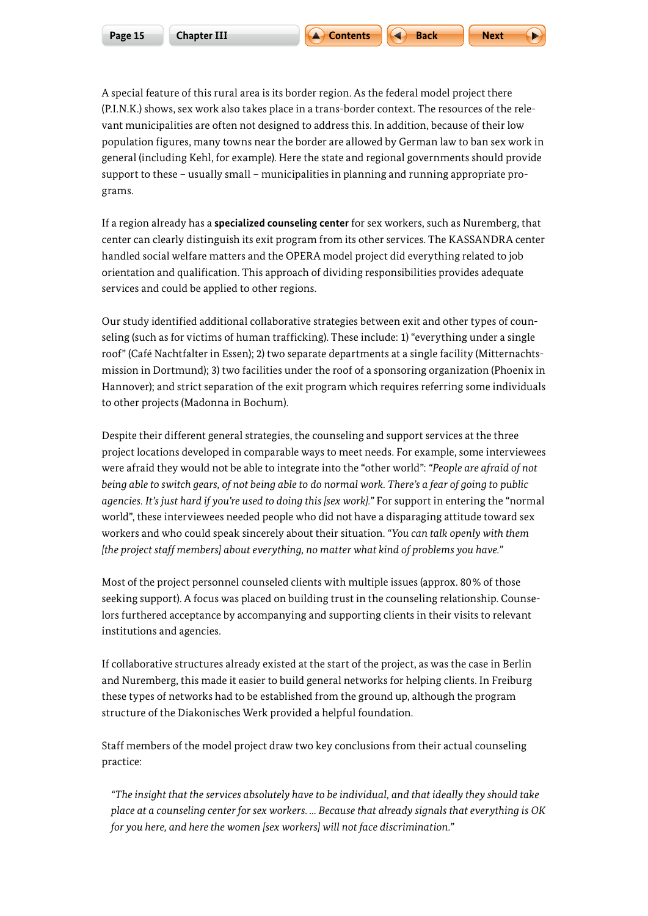A special feature of this rural area is its border region. As the federal model project there (P.I.N.K.) shows, sex work also takes place in a trans-border context. The resources of the relevant municipalities are often not designed to address this. In addition, because of their low population figures, many towns near the border are allowed by German law to ban sex work in general (including Kehl, for example). Here the state and regional governments should provide support to these – usually small – municipalities in planning and running appropriate programs.

If a region already has a **specialized counseling center** for sex workers, such as Nuremberg, that center can clearly distinguish its exit program from its other services. The KASSANDRA center handled social welfare matters and the OPERA model project did everything related to job orientation and qualification. This approach of dividing responsibilities provides adequate services and could be applied to other regions.

Our study identified additional collaborative strategies between exit and other types of counseling (such as for victims of human trafficking). These include: 1) "everything under a single roof" (Café Nachtfalter in Essen); 2) two separate departments at a single facility (Mitternachtsmission in Dortmund); 3) two facilities under the roof of a sponsoring organization (Phoenix in Hannover); and strict separation of the exit program which requires referring some individuals to other projects (Madonna in Bochum).

Despite their different general strategies, the counseling and support services at the three project locations developed in comparable ways to meet needs. For example, some interviewees were afraid they would not be able to integrate into the "other world": *"People are afraid of not being able to switch gears, of not being able to do normal work. There's a fear of going to public agencies. It's just hard if you're used to doing this [sex work]."* For support in entering the "normal world", these interviewees needed people who did not have a disparaging attitude toward sex workers and who could speak sincerely about their situation. *"You can talk openly with them [the project staff members] about everything, no matter what kind of problems you have."*

Most of the project personnel counseled clients with multiple issues (approx. 80 % of those seeking support). A focus was placed on building trust in the counseling relationship. Counselors furthered acceptance by accompanying and supporting clients in their visits to relevant institutions and agencies.

If collaborative structures already existed at the start of the project, as was the case in Berlin and Nuremberg, this made it easier to build general networks for helping clients. In Freiburg these types of networks had to be established from the ground up, although the program structure of the Diakonisches Werk provided a helpful foundation.

Staff members of the model project draw two key conclusions from their actual counseling practice:

> *"The insight that the services absolutely have to be individual, and that ideally they should take place at a counseling center for sex workers. ... Because that already signals that everything is OK for you here, and here the women [sex workers] will not face discrimination."*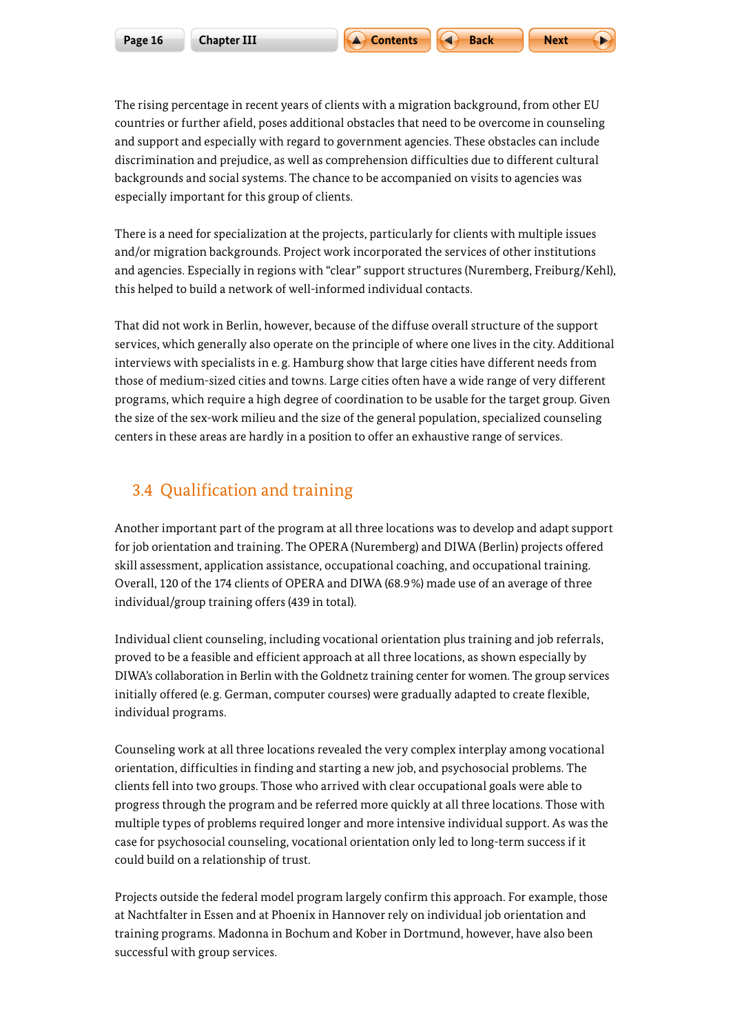The rising percentage in recent years of clients with a migration background, from other EU countries or further afield, poses additional obstacles that need to be overcome in counseling and support and especially with regard to government agencies. These obstacles can include discrimination and prejudice, as well as comprehension difficulties due to different cultural backgrounds and social systems. The chance to be accompanied on visits to agencies was especially important for this group of clients.

There is a need for specialization at the projects, particularly for clients with multiple issues and/or migration backgrounds. Project work incorporated the services of other institutions and agencies. Especially in regions with "clear" support structures (Nuremberg, Freiburg/Kehl), this helped to build a network of well-informed individual contacts.

That did not work in Berlin, however, because of the diffuse overall structure of the support services, which generally also operate on the principle of where one lives in the city. Additional interviews with specialists in e. g. Hamburg show that large cities have different needs from those of medium-sized cities and towns. Large cities often have a wide range of very different programs, which require a high degree of coordination to be usable for the target group. Given the size of the sex-work milieu and the size of the general population, specialized counseling centers in these areas are hardly in a position to offer an exhaustive range of services.

## 3.4 Qualification and training

Another important part of the program at all three locations was to develop and adapt support for job orientation and training. The OPERA (Nuremberg) and DIWA (Berlin) projects offered skill assessment, application assistance, occupational coaching, and occupational training. Overall, 120 of the 174 clients of OPERA and DIWA (68.9 %) made use of an average of three individual/group training offers (439 in total).

Individual client counseling, including vocational orientation plus training and job referrals, proved to be a feasible and efficient approach at all three locations, as shown especially by DIWA's collaboration in Berlin with the Goldnetz training center for women. The group services initially offered (e. g. German, computer courses) were gradually adapted to create flexible, individual programs.

Counseling work at all three locations revealed the very complex interplay among vocational orientation, difficulties in finding and starting a new job, and psychosocial problems. The clients fell into two groups. Those who arrived with clear occupational goals were able to progress through the program and be referred more quickly at all three locations. Those with multiple types of problems required longer and more intensive individual support. As was the case for psychosocial counseling, vocational orientation only led to long-term success if it could build on a relationship of trust.

Projects outside the federal model program largely confirm this approach. For example, those at Nachtfalter in Essen and at Phoenix in Hannover rely on individual job orientation and training programs. Madonna in Bochum and Kober in Dortmund, however, have also been successful with group services.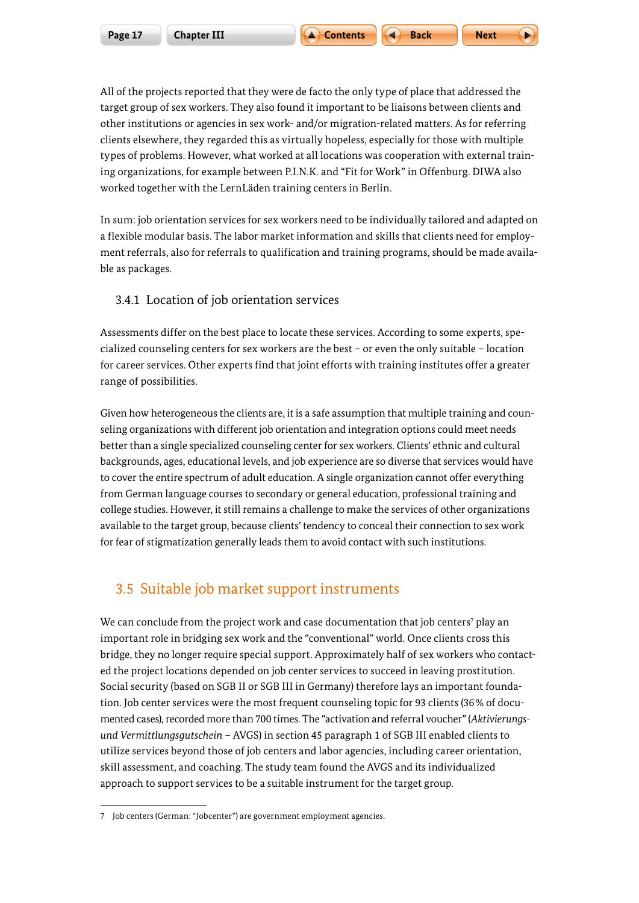All of the projects reported that they were de facto the only type of place that addressed the target group of sex workers. They also found it important to be liaisons between clients and other institutions or agencies in sex work- and/or migration-related matters. As for referring clients elsewhere, they regarded this as virtually hopeless, especially for those with multiple types of problems. However, what worked at all locations was cooperation with external training organizations, for example between P.I.N.K. and "Fit for Work" in Offenburg. DIWA also worked together with the LernLäden training centers in Berlin.

In sum: job orientation services for sex workers need to be individually tailored and adapted on a flexible modular basis. The labor market information and skills that clients need for employment referrals, also for referrals to qualification and training programs, should be made available as packages.

### 3.4.1 Location of job orientation services

Assessments differ on the best place to locate these services. According to some experts, specialized counseling centers for sex workers are the best – or even the only suitable – location for career services. Other experts find that joint efforts with training institutes offer a greater range of possibilities.

Given how heterogeneous the clients are, it is a safe assumption that multiple training and counseling organizations with different job orientation and integration options could meet needs better than a single specialized counseling center for sex workers. Clients' ethnic and cultural backgrounds, ages, educational levels, and job experience are so diverse that services would have to cover the entire spectrum of adult education. A single organization cannot offer everything from German language courses to secondary or general education, professional training and college studies. However, it still remains a challenge to make the services of other organizations available to the target group, because clients' tendency to conceal their connection to sex work for fear of stigmatization generally leads them to avoid contact with such institutions.

## 3.5 Suitable job market support instruments

We can conclude from the project work and case documentation that job centers[7] play an important role in bridging sex work and the "conventional" world. Once clients cross this bridge, they no longer require special support. Approximately half of sex workers who contacted the project locations depended on job center services to succeed in leaving prostitution. Social security (based on SGB II or SGB III in Germany) therefore lays an important foundation. Job center services were the most frequent counseling topic for 93 clients (36 % of documented cases), recorded more than 700 times. The "activation and referral voucher" (*Aktivierungs- und Vermittlungsgutschein* – AVGS) in section 45 paragraph 1 of SGB III enabled clients to utilize services beyond those of job centers and labor agencies, including career orientation, skill assessment, and coaching. The study team found the AVGS and its individualized approach to support services to be a suitable instrument for the target group.

7 Job centers (German: "Jobcenter") are government employment agencies.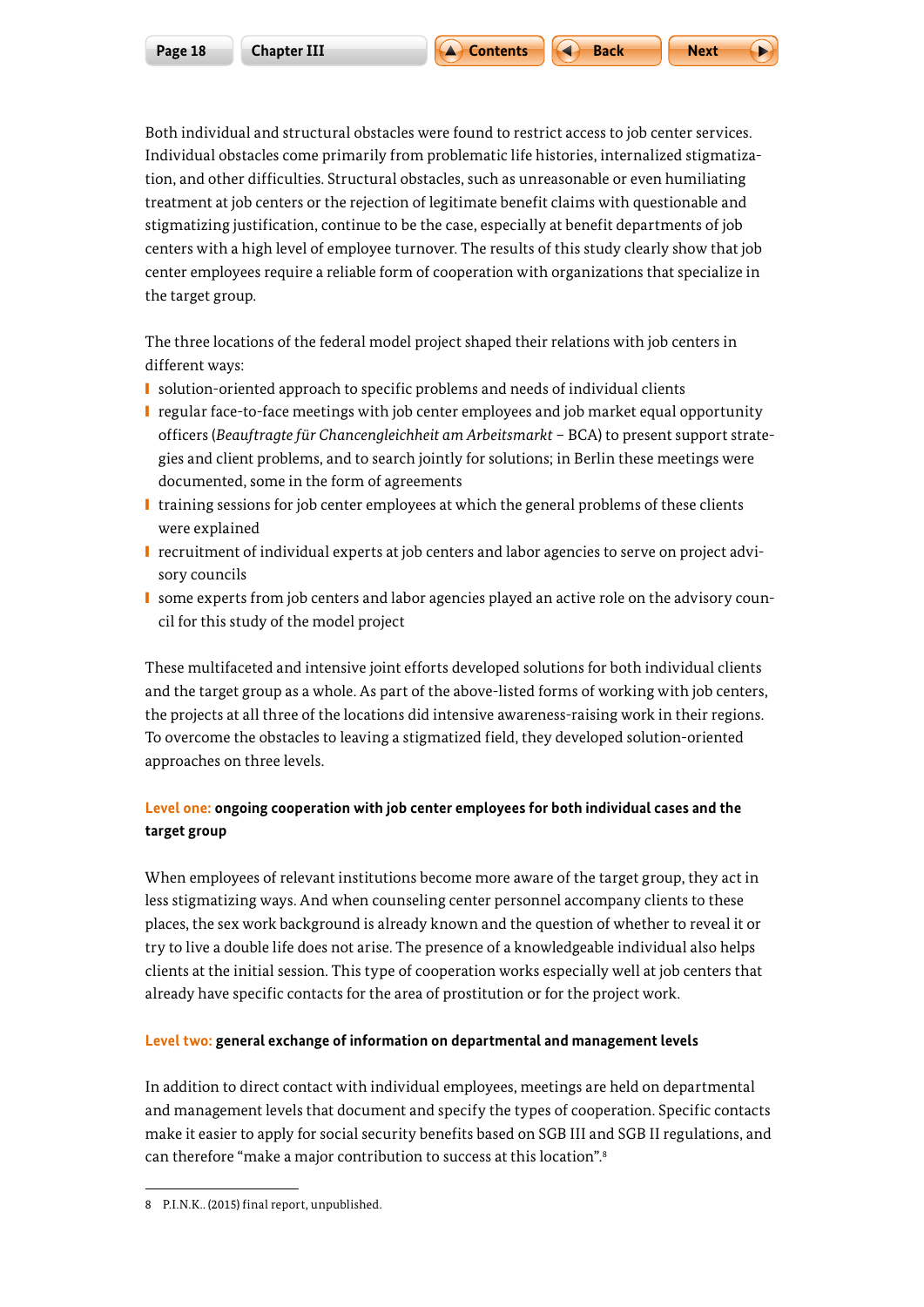Both individual and structural obstacles were found to restrict access to job center services. Individual obstacles come primarily from problematic life histories, internalized stigmatization, and other difficulties. Structural obstacles, such as unreasonable or even humiliating treatment at job centers or the rejection of legitimate benefit claims with questionable and stigmatizing justification, continue to be the case, especially at benefit departments of job centers with a high level of employee turnover. The results of this study clearly show that job center employees require a reliable form of cooperation with organizations that specialize in the target group.

The three locations of the federal model project shaped their relations with job centers in different ways:

- solution-oriented approach to specific problems and needs of individual clients
- regular face-to-face meetings with job center employees and job market equal opportunity officers (*Beauftragte für Chancengleichheit am Arbeitsmarkt* – BCA) to present support strategies and client problems, and to search jointly for solutions; in Berlin these meetings were documented, some in the form of agreements
- training sessions for job center employees at which the general problems of these clients were explained
- recruitment of individual experts at job centers and labor agencies to serve on project advisory councils
- some experts from job centers and labor agencies played an active role on the advisory council for this study of the model project

These multifaceted and intensive joint efforts developed solutions for both individual clients and the target group as a whole. As part of the above-listed forms of working with job centers, the projects at all three of the locations did intensive awareness-raising work in their regions. To overcome the obstacles to leaving a stigmatized field, they developed solution-oriented approaches on three levels.

**Level one: ongoing cooperation with job center employees for both individual cases and the target group**

When employees of relevant institutions become more aware of the target group, they act in less stigmatizing ways. And when counseling center personnel accompany clients to these places, the sex work background is already known and the question of whether to reveal it or try to live a double life does not arise. The presence of a knowledgeable individual also helps clients at the initial session. This type of cooperation works especially well at job centers that already have specific contacts for the area of prostitution or for the project work.

**Level two: general exchange of information on departmental and management levels**

In addition to direct contact with individual employees, meetings are held on departmental and management levels that document and specify the types of cooperation. Specific contacts make it easier to apply for social security benefits based on SGB III and SGB II regulations, and can therefore "make a major contribution to success at this location".[8]

8 P.I.N.K.. (2015) final report, unpublished.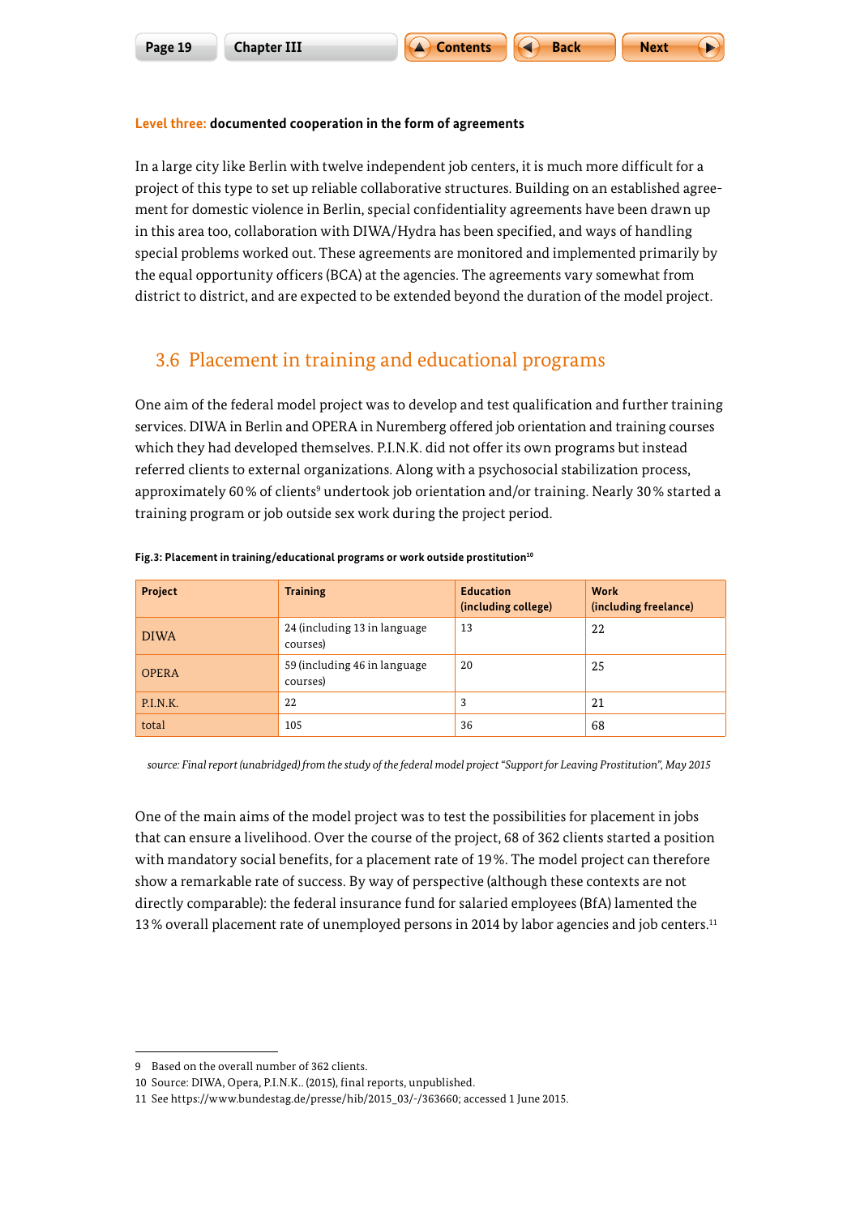**Level three: documented cooperation in the form of agreements**

In a large city like Berlin with twelve independent job centers, it is much more difficult for a project of this type to set up reliable collaborative structures. Building on an established agreement for domestic violence in Berlin, special confidentiality agreements have been drawn up in this area too, collaboration with DIWA/Hydra has been specified, and ways of handling special problems worked out. These agreements are monitored and implemented primarily by the equal opportunity officers (BCA) at the agencies. The agreements vary somewhat from district to district, and are expected to be extended beyond the duration of the model project.

## 3.6 Placement in training and educational programs

One aim of the federal model project was to develop and test qualification and further training services. DIWA in Berlin and OPERA in Nuremberg offered job orientation and training courses which they had developed themselves. P.I.N.K. did not offer its own programs but instead referred clients to external organizations. Along with a psychosocial stabilization process, approximately 60 % of clients[9] undertook job orientation and/or training. Nearly 30 % started a training program or job outside sex work during the project period.

**Fig.3: Placement in training/educational programs or work outside prostitution[10]**

| Project | Training | Education (including college) | Work (including freelance) |
|---|---|---|---|
| DIWA | 24 (including 13 in language courses) | 13 | 22 |
| OPERA | 59 (including 46 in language courses) | 20 | 25 |
| P.I.N.K. | 22 | 3 | 21 |
| total | 105 | 36 | 68 |

*source: Final report (unabridged) from the study of the federal model project "Support for Leaving Prostitution", May 2015*

One of the main aims of the model project was to test the possibilities for placement in jobs that can ensure a livelihood. Over the course of the project, 68 of 362 clients started a position with mandatory social benefits, for a placement rate of 19 %. The model project can therefore show a remarkable rate of success. By way of perspective (although these contexts are not directly comparable): the federal insurance fund for salaried employees (BfA) lamented the 13 % overall placement rate of unemployed persons in 2014 by labor agencies and job centers.[11]

9 Based on the overall number of 362 clients.

10 Source: DIWA, Opera, P.I.N.K.. (2015), final reports, unpublished.

11 See https://www.bundestag.de/presse/hib/2015_03/-/363660; accessed 1 June 2015.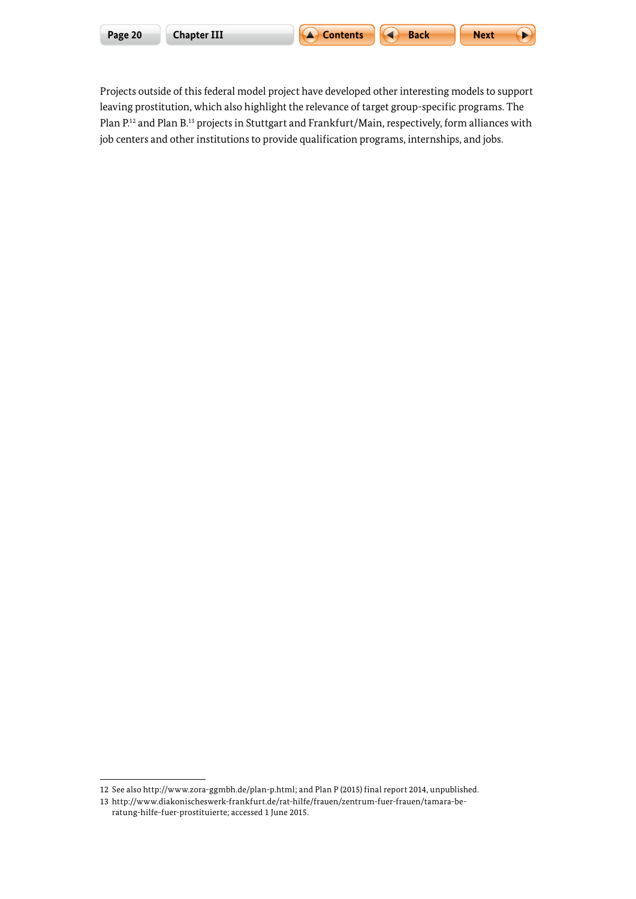Projects outside of this federal model project have developed other interesting models to support leaving prostitution, which also highlight the relevance of target group-specific programs. The Plan P.[12] and Plan B.[13] projects in Stuttgart and Frankfurt/Main, respectively, form alliances with job centers and other institutions to provide qualification programs, internships, and jobs.

---

12 See also http://www.zora-ggmbh.de/plan-p.html; and Plan P (2015) final report 2014, unpublished.

13 http://www.diakonischeswerk-frankfurt.de/rat-hilfe/frauen/zentrum-fuer-frauen/tamara-beratung-hilfe-fuer-prostituierte; accessed 1 June 2015.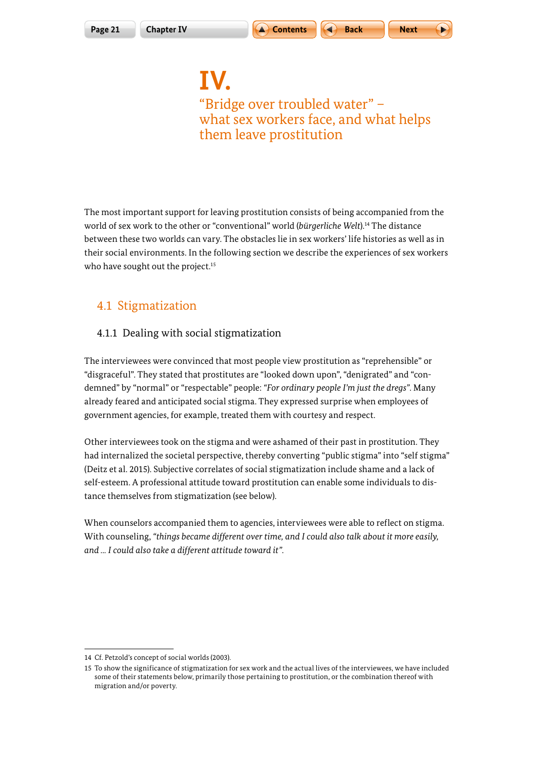# IV.

# "Bridge over troubled water" – what sex workers face, and what helps them leave prostitution

The most important support for leaving prostitution consists of being accompanied from the world of sex work to the other or "conventional" world (*bürgerliche Welt*).[14] The distance between these two worlds can vary. The obstacles lie in sex workers' life histories as well as in their social environments. In the following section we describe the experiences of sex workers who have sought out the project.[15]

## 4.1 Stigmatization

### 4.1.1 Dealing with social stigmatization

The interviewees were convinced that most people view prostitution as "reprehensible" or "disgraceful". They stated that prostitutes are "looked down upon", "denigrated" and "condemned" by "normal" or "respectable" people: *"For ordinary people I'm just the dregs"*. Many already feared and anticipated social stigma. They expressed surprise when employees of government agencies, for example, treated them with courtesy and respect.

Other interviewees took on the stigma and were ashamed of their past in prostitution. They had internalized the societal perspective, thereby converting "public stigma" into "self stigma" (Deitz et al. 2015). Subjective correlates of social stigmatization include shame and a lack of self-esteem. A professional attitude toward prostitution can enable some individuals to distance themselves from stigmatization (see below).

When counselors accompanied them to agencies, interviewees were able to reflect on stigma. With counseling, *"things became different over time, and I could also talk about it more easily, and ... I could also take a different attitude toward it"*.

---

14 Cf. Petzold's concept of social worlds (2003).

15 To show the significance of stigmatization for sex work and the actual lives of the interviewees, we have included some of their statements below, primarily those pertaining to prostitution, or the combination thereof with migration and/or poverty.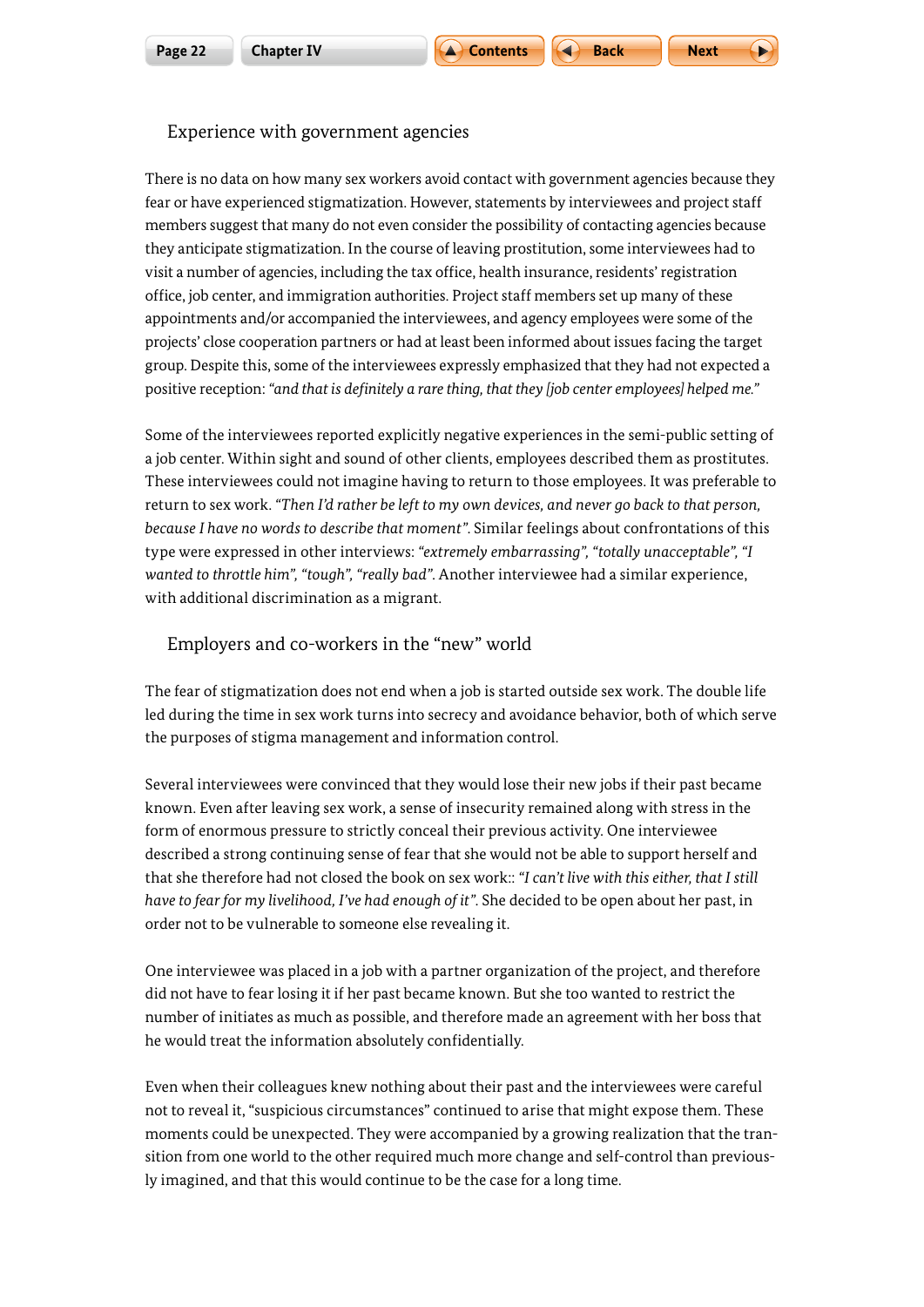## Experience with government agencies

There is no data on how many sex workers avoid contact with government agencies because they fear or have experienced stigmatization. However, statements by interviewees and project staff members suggest that many do not even consider the possibility of contacting agencies because they anticipate stigmatization. In the course of leaving prostitution, some interviewees had to visit a number of agencies, including the tax office, health insurance, residents' registration office, job center, and immigration authorities. Project staff members set up many of these appointments and/or accompanied the interviewees, and agency employees were some of the projects' close cooperation partners or had at least been informed about issues facing the target group. Despite this, some of the interviewees expressly emphasized that they had not expected a positive reception: *"and that is definitely a rare thing, that they [job center employees] helped me."*

Some of the interviewees reported explicitly negative experiences in the semi-public setting of a job center. Within sight and sound of other clients, employees described them as prostitutes. These interviewees could not imagine having to return to those employees. It was preferable to return to sex work. *"Then I'd rather be left to my own devices, and never go back to that person, because I have no words to describe that moment"*. Similar feelings about confrontations of this type were expressed in other interviews: *"extremely embarrassing", "totally unacceptable", "I wanted to throttle him", "tough", "really bad"*. Another interviewee had a similar experience, with additional discrimination as a migrant.

## Employers and co-workers in the "new" world

The fear of stigmatization does not end when a job is started outside sex work. The double life led during the time in sex work turns into secrecy and avoidance behavior, both of which serve the purposes of stigma management and information control.

Several interviewees were convinced that they would lose their new jobs if their past became known. Even after leaving sex work, a sense of insecurity remained along with stress in the form of enormous pressure to strictly conceal their previous activity. One interviewee described a strong continuing sense of fear that she would not be able to support herself and that she therefore had not closed the book on sex work:: *"I can't live with this either, that I still have to fear for my livelihood, I've had enough of it"*. She decided to be open about her past, in order not to be vulnerable to someone else revealing it.

One interviewee was placed in a job with a partner organization of the project, and therefore did not have to fear losing it if her past became known. But she too wanted to restrict the number of initiates as much as possible, and therefore made an agreement with her boss that he would treat the information absolutely confidentially.

Even when their colleagues knew nothing about their past and the interviewees were careful not to reveal it, "suspicious circumstances" continued to arise that might expose them. These moments could be unexpected. They were accompanied by a growing realization that the transition from one world to the other required much more change and self-control than previously imagined, and that this would continue to be the case for a long time.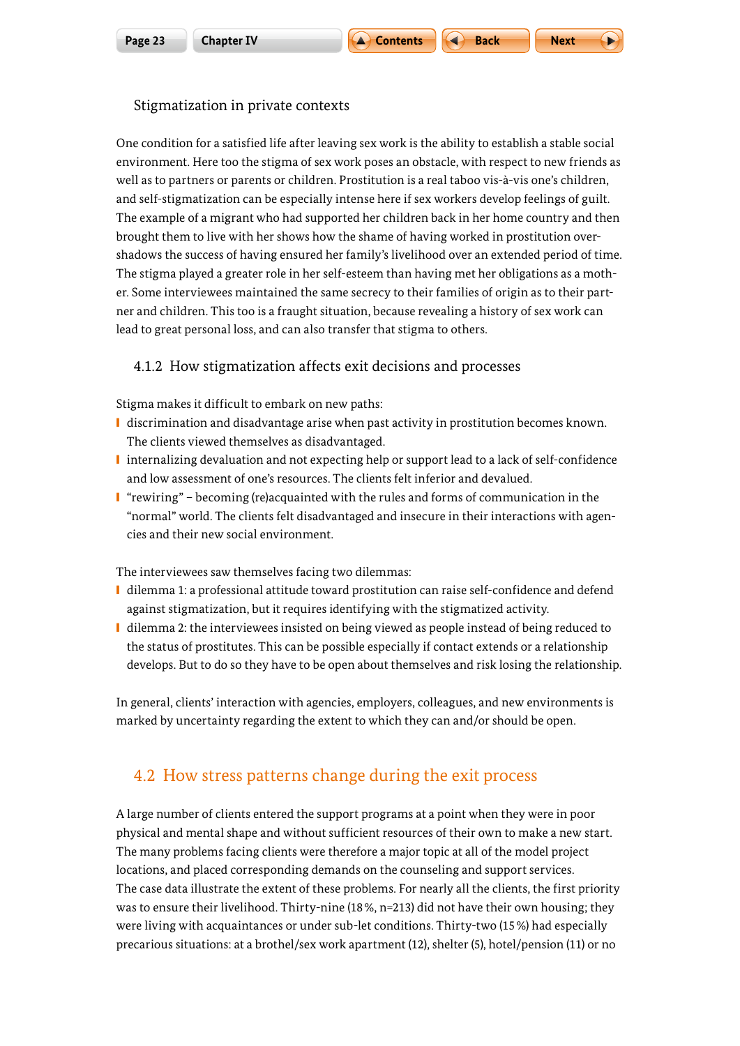### Stigmatization in private contexts

One condition for a satisfied life after leaving sex work is the ability to establish a stable social environment. Here too the stigma of sex work poses an obstacle, with respect to new friends as well as to partners or parents or children. Prostitution is a real taboo vis-à-vis one's children, and self-stigmatization can be especially intense here if sex workers develop feelings of guilt. The example of a migrant who had supported her children back in her home country and then brought them to live with her shows how the shame of having worked in prostitution overshadows the success of having ensured her family's livelihood over an extended period of time. The stigma played a greater role in her self-esteem than having met her obligations as a mother. Some interviewees maintained the same secrecy to their families of origin as to their partner and children. This too is a fraught situation, because revealing a history of sex work can lead to great personal loss, and can also transfer that stigma to others.

### 4.1.2 How stigmatization affects exit decisions and processes

Stigma makes it difficult to embark on new paths:

- discrimination and disadvantage arise when past activity in prostitution becomes known. The clients viewed themselves as disadvantaged.
- internalizing devaluation and not expecting help or support lead to a lack of self-confidence and low assessment of one's resources. The clients felt inferior and devalued.
- "rewiring" – becoming (re)acquainted with the rules and forms of communication in the "normal" world. The clients felt disadvantaged and insecure in their interactions with agencies and their new social environment.

The interviewees saw themselves facing two dilemmas:

- dilemma 1: a professional attitude toward prostitution can raise self-confidence and defend against stigmatization, but it requires identifying with the stigmatized activity.
- dilemma 2: the interviewees insisted on being viewed as people instead of being reduced to the status of prostitutes. This can be possible especially if contact extends or a relationship develops. But to do so they have to be open about themselves and risk losing the relationship.

In general, clients' interaction with agencies, employers, colleagues, and new environments is marked by uncertainty regarding the extent to which they can and/or should be open.

## 4.2 How stress patterns change during the exit process

A large number of clients entered the support programs at a point when they were in poor physical and mental shape and without sufficient resources of their own to make a new start. The many problems facing clients were therefore a major topic at all of the model project locations, and placed corresponding demands on the counseling and support services.
The case data illustrate the extent of these problems. For nearly all the clients, the first priority was to ensure their livelihood. Thirty-nine (18 %, n=213) did not have their own housing; they were living with acquaintances or under sub-let conditions. Thirty-two (15 %) had especially precarious situations: at a brothel/sex work apartment (12), shelter (5), hotel/pension (11) or no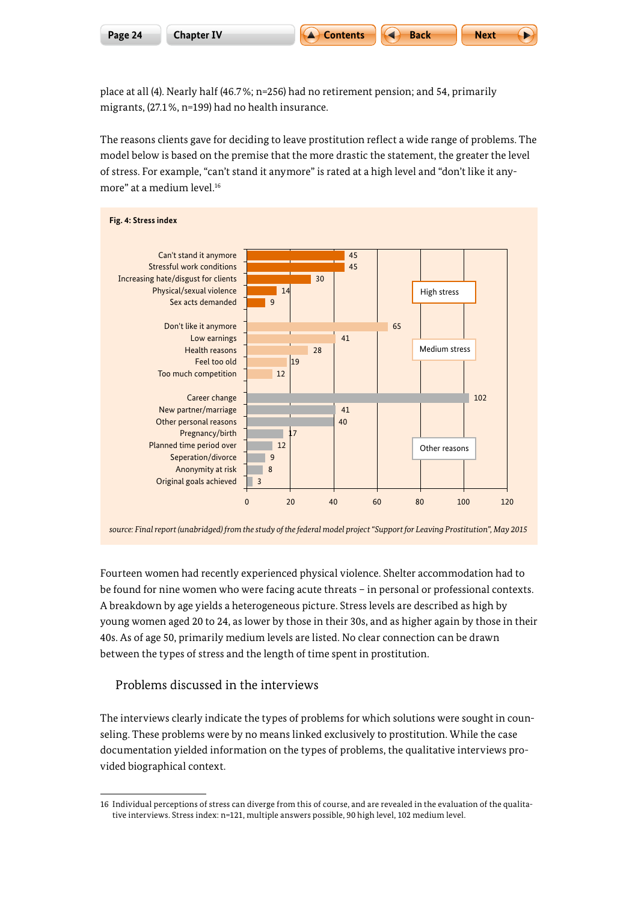place at all (4). Nearly half (46.7 %; n=256) had no retirement pension; and 54, primarily migrants, (27.1 %, n=199) had no health insurance.

The reasons clients gave for deciding to leave prostitution reflect a wide range of problems. The model below is based on the premise that the more drastic the statement, the greater the level of stress. For example, "can't stand it anymore" is rated at a high level and "don't like it anymore" at a medium level.[16]

**Fig. 4: Stress index**

| Reason | Count | Category |
|---|---|---|
| Can't stand it anymore | 45 | High stress |
| Stressful work conditions | 45 | High stress |
| Increasing hate/disgust for clients | 30 | High stress |
| Physical/sexual violence | 14 | High stress |
| Sex acts demanded | 9 | High stress |
| Don't like it anymore | 65 | Medium stress |
| Low earnings | 41 | Medium stress |
| Health reasons | 28 | Medium stress |
| Feel too old | 19 | Medium stress |
| Too much competition | 12 | Medium stress |
| Career change | 102 | Other reasons |
| New partner/marriage | 41 | Other reasons |
| Other personal reasons | 40 | Other reasons |
| Pregnancy/birth | 17 | Other reasons |
| Planned time period over | 12 | Other reasons |
| Seperation/divorce | 9 | Other reasons |
| Anonymity at risk | 8 | Other reasons |
| Original goals achieved | 3 | Other reasons |

*source: Final report (unabridged) from the study of the federal model project "Support for Leaving Prostitution", May 2015*

Fourteen women had recently experienced physical violence. Shelter accommodation had to be found for nine women who were facing acute threats – in personal or professional contexts. A breakdown by age yields a heterogeneous picture. Stress levels are described as high by young women aged 20 to 24, as lower by those in their 30s, and as higher again by those in their 40s. As of age 50, primarily medium levels are listed. No clear connection can be drawn between the types of stress and the length of time spent in prostitution.

## Problems discussed in the interviews

The interviews clearly indicate the types of problems for which solutions were sought in counseling. These problems were by no means linked exclusively to prostitution. While the case documentation yielded information on the types of problems, the qualitative interviews provided biographical context.

---

16 Individual perceptions of stress can diverge from this of course, and are revealed in the evaluation of the qualitative interviews. Stress index: n=121, multiple answers possible, 90 high level, 102 medium level.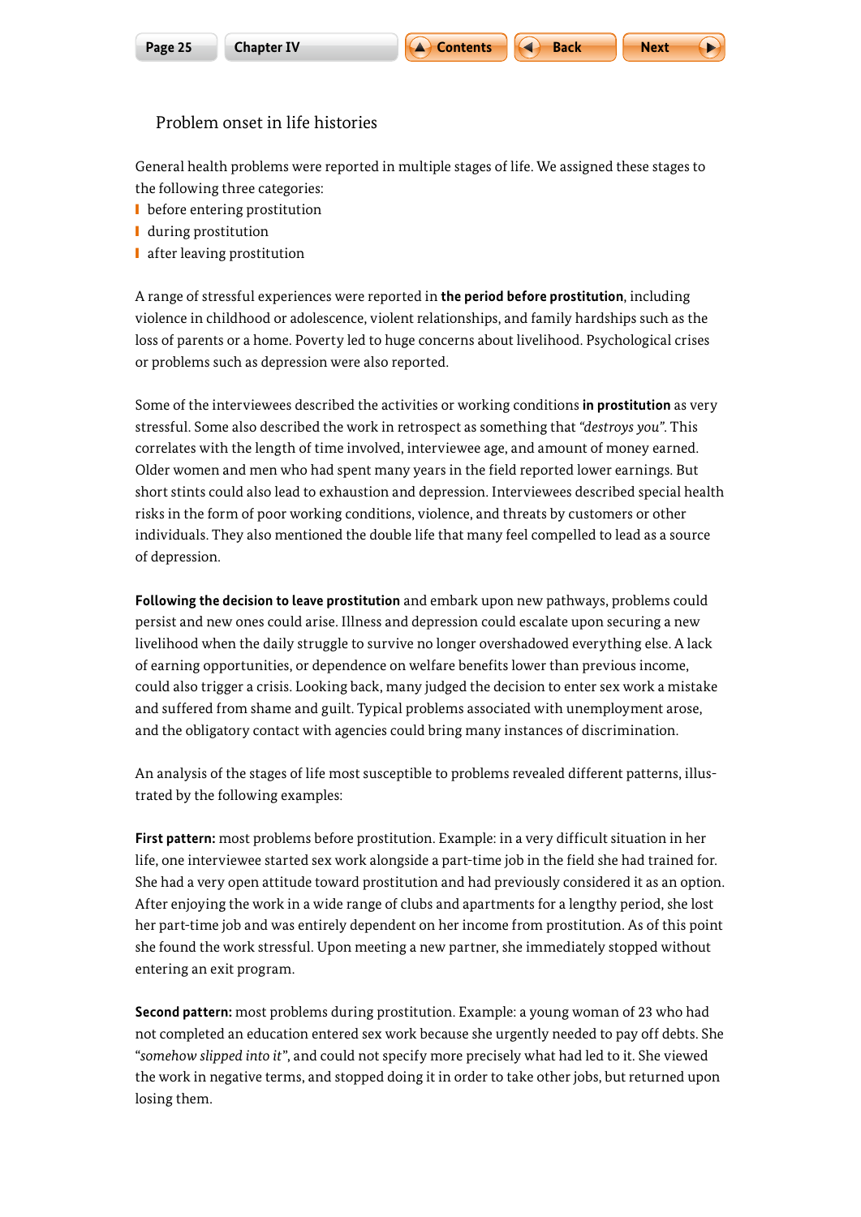## Problem onset in life histories

General health problems were reported in multiple stages of life. We assigned these stages to the following three categories:

- before entering prostitution
- during prostitution
- after leaving prostitution

A range of stressful experiences were reported in **the period before prostitution**, including violence in childhood or adolescence, violent relationships, and family hardships such as the loss of parents or a home. Poverty led to huge concerns about livelihood. Psychological crises or problems such as depression were also reported.

Some of the interviewees described the activities or working conditions **in prostitution** as very stressful. Some also described the work in retrospect as something that *"destroys you"*. This correlates with the length of time involved, interviewee age, and amount of money earned. Older women and men who had spent many years in the field reported lower earnings. But short stints could also lead to exhaustion and depression. Interviewees described special health risks in the form of poor working conditions, violence, and threats by customers or other individuals. They also mentioned the double life that many feel compelled to lead as a source of depression.

**Following the decision to leave prostitution** and embark upon new pathways, problems could persist and new ones could arise. Illness and depression could escalate upon securing a new livelihood when the daily struggle to survive no longer overshadowed everything else. A lack of earning opportunities, or dependence on welfare benefits lower than previous income, could also trigger a crisis. Looking back, many judged the decision to enter sex work a mistake and suffered from shame and guilt. Typical problems associated with unemployment arose, and the obligatory contact with agencies could bring many instances of discrimination.

An analysis of the stages of life most susceptible to problems revealed different patterns, illustrated by the following examples:

**First pattern:** most problems before prostitution. Example: in a very difficult situation in her life, one interviewee started sex work alongside a part-time job in the field she had trained for. She had a very open attitude toward prostitution and had previously considered it as an option. After enjoying the work in a wide range of clubs and apartments for a lengthy period, she lost her part-time job and was entirely dependent on her income from prostitution. As of this point she found the work stressful. Upon meeting a new partner, she immediately stopped without entering an exit program.

**Second pattern:** most problems during prostitution. Example: a young woman of 23 who had not completed an education entered sex work because she urgently needed to pay off debts. She "*somehow slipped into it*", and could not specify more precisely what had led to it. She viewed the work in negative terms, and stopped doing it in order to take other jobs, but returned upon losing them.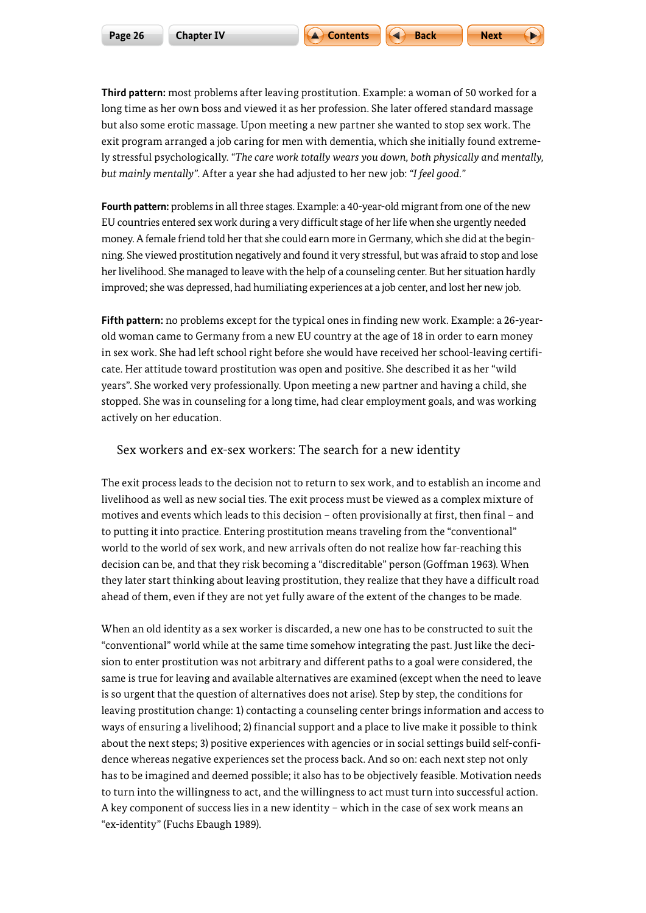**Third pattern:** most problems after leaving prostitution. Example: a woman of 50 worked for a long time as her own boss and viewed it as her profession. She later offered standard massage but also some erotic massage. Upon meeting a new partner she wanted to stop sex work. The exit program arranged a job caring for men with dementia, which she initially found extremely stressful psychologically. *"The care work totally wears you down, both physically and mentally, but mainly mentally"*. After a year she had adjusted to her new job: *"I feel good."*

**Fourth pattern:** problems in all three stages. Example: a 40-year-old migrant from one of the new EU countries entered sex work during a very difficult stage of her life when she urgently needed money. A female friend told her that she could earn more in Germany, which she did at the beginning. She viewed prostitution negatively and found it very stressful, but was afraid to stop and lose her livelihood. She managed to leave with the help of a counseling center. But her situation hardly improved; she was depressed, had humiliating experiences at a job center, and lost her new job.

**Fifth pattern:** no problems except for the typical ones in finding new work. Example: a 26-year-old woman came to Germany from a new EU country at the age of 18 in order to earn money in sex work. She had left school right before she would have received her school-leaving certificate. Her attitude toward prostitution was open and positive. She described it as her "wild years". She worked very professionally. Upon meeting a new partner and having a child, she stopped. She was in counseling for a long time, had clear employment goals, and was working actively on her education.

## Sex workers and ex-sex workers: The search for a new identity

The exit process leads to the decision not to return to sex work, and to establish an income and livelihood as well as new social ties. The exit process must be viewed as a complex mixture of motives and events which leads to this decision – often provisionally at first, then final – and to putting it into practice. Entering prostitution means traveling from the "conventional" world to the world of sex work, and new arrivals often do not realize how far-reaching this decision can be, and that they risk becoming a "discreditable" person (Goffman 1963). When they later start thinking about leaving prostitution, they realize that they have a difficult road ahead of them, even if they are not yet fully aware of the extent of the changes to be made.

When an old identity as a sex worker is discarded, a new one has to be constructed to suit the "conventional" world while at the same time somehow integrating the past. Just like the decision to enter prostitution was not arbitrary and different paths to a goal were considered, the same is true for leaving and available alternatives are examined (except when the need to leave is so urgent that the question of alternatives does not arise). Step by step, the conditions for leaving prostitution change: 1) contacting a counseling center brings information and access to ways of ensuring a livelihood; 2) financial support and a place to live make it possible to think about the next steps; 3) positive experiences with agencies or in social settings build self-confidence whereas negative experiences set the process back. And so on: each next step not only has to be imagined and deemed possible; it also has to be objectively feasible. Motivation needs to turn into the willingness to act, and the willingness to act must turn into successful action. A key component of success lies in a new identity – which in the case of sex work means an "ex-identity" (Fuchs Ebaugh 1989).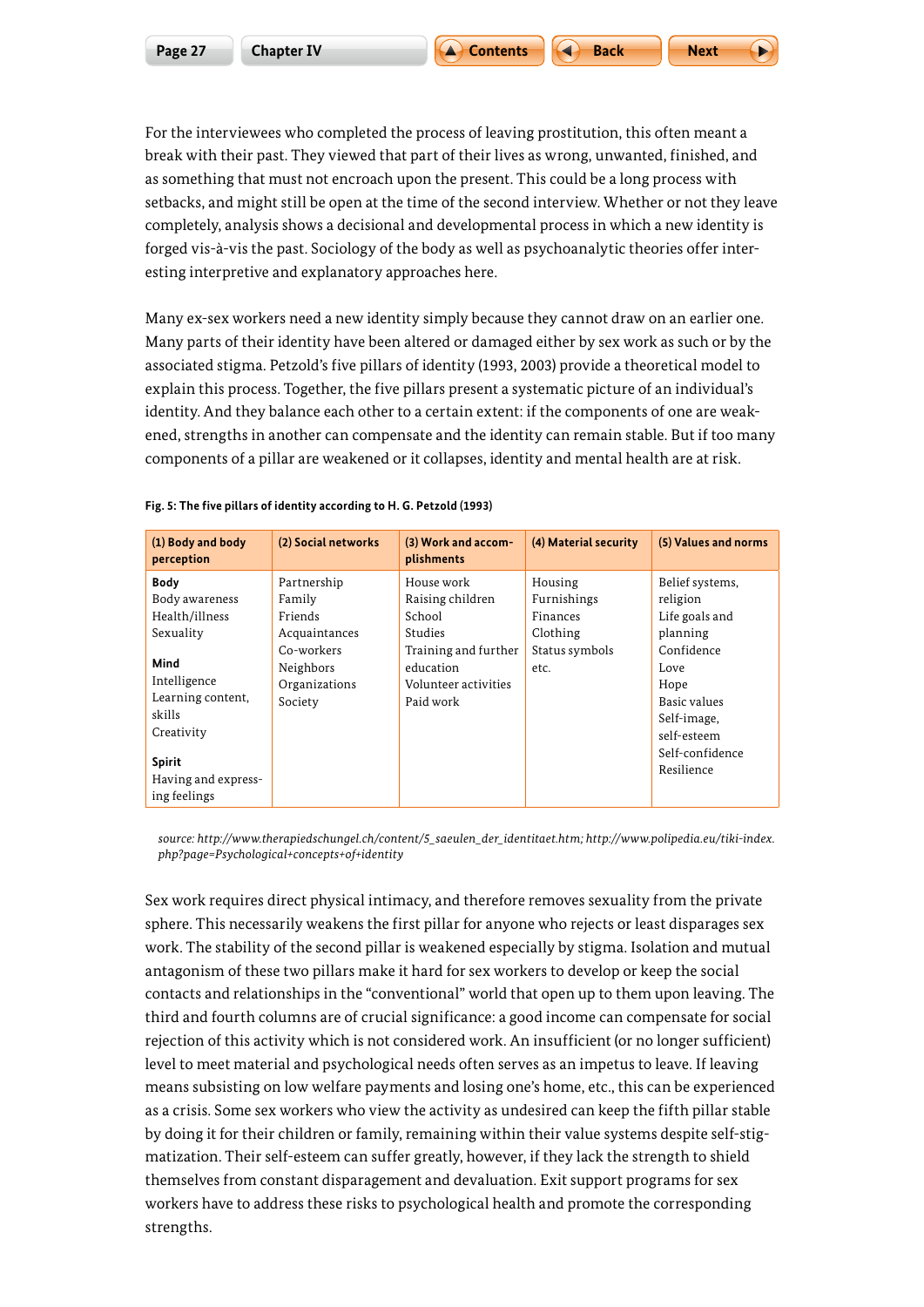For the interviewees who completed the process of leaving prostitution, this often meant a break with their past. They viewed that part of their lives as wrong, unwanted, finished, and as something that must not encroach upon the present. This could be a long process with setbacks, and might still be open at the time of the second interview. Whether or not they leave completely, analysis shows a decisional and developmental process in which a new identity is forged vis-à-vis the past. Sociology of the body as well as psychoanalytic theories offer interesting interpretive and explanatory approaches here.

Many ex-sex workers need a new identity simply because they cannot draw on an earlier one. Many parts of their identity have been altered or damaged either by sex work as such or by the associated stigma. Petzold's five pillars of identity (1993, 2003) provide a theoretical model to explain this process. Together, the five pillars present a systematic picture of an individual's identity. And they balance each other to a certain extent: if the components of one are weakened, strengths in another can compensate and the identity can remain stable. But if too many components of a pillar are weakened or it collapses, identity and mental health are at risk.

**Fig. 5: The five pillars of identity according to H. G. Petzold (1993)**

| (1) Body and body perception | (2) Social networks | (3) Work and accomplishments | (4) Material security | (5) Values and norms |
|---|---|---|---|---|
| **Body**<br>Body awareness<br>Health/illness<br>Sexuality<br><br>**Mind**<br>Intelligence<br>Learning content, skills<br>Creativity<br><br>**Spirit**<br>Having and expressing feelings | Partnership<br>Family<br>Friends<br>Acquaintances<br>Co-workers<br>Neighbors<br>Organizations<br>Society | House work<br>Raising children<br>School<br>Studies<br>Training and further education<br>Volunteer activities<br>Paid work | Housing<br>Furnishings<br>Finances<br>Clothing<br>Status symbols<br>etc. | Belief systems, religion<br>Life goals and planning<br>Confidence<br>Love<br>Hope<br>Basic values<br>Self-image, self-esteem<br>Self-confidence<br>Resilience |

*source: http://www.therapiedschungel.ch/content/5_saeulen_der_identitaet.htm; http://www.polipedia.eu/tiki-index.php?page=Psychological+concepts+of+identity*

Sex work requires direct physical intimacy, and therefore removes sexuality from the private sphere. This necessarily weakens the first pillar for anyone who rejects or least disparages sex work. The stability of the second pillar is weakened especially by stigma. Isolation and mutual antagonism of these two pillars make it hard for sex workers to develop or keep the social contacts and relationships in the "conventional" world that open up to them upon leaving. The third and fourth columns are of crucial significance: a good income can compensate for social rejection of this activity which is not considered work. An insufficient (or no longer sufficient) level to meet material and psychological needs often serves as an impetus to leave. If leaving means subsisting on low welfare payments and losing one's home, etc., this can be experienced as a crisis. Some sex workers who view the activity as undesired can keep the fifth pillar stable by doing it for their children or family, remaining within their value systems despite self-stigmatization. Their self-esteem can suffer greatly, however, if they lack the strength to shield themselves from constant disparagement and devaluation. Exit support programs for sex workers have to address these risks to psychological health and promote the corresponding strengths.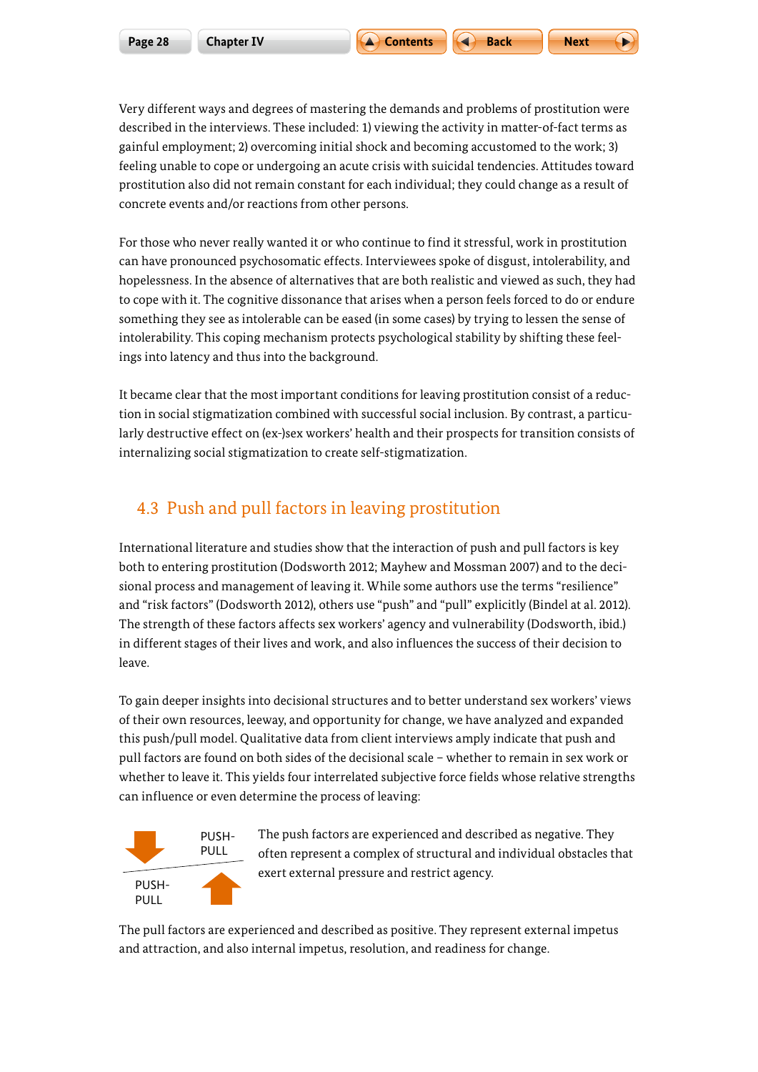Very different ways and degrees of mastering the demands and problems of prostitution were described in the interviews. These included: 1) viewing the activity in matter-of-fact terms as gainful employment; 2) overcoming initial shock and becoming accustomed to the work; 3) feeling unable to cope or undergoing an acute crisis with suicidal tendencies. Attitudes toward prostitution also did not remain constant for each individual; they could change as a result of concrete events and/or reactions from other persons.

For those who never really wanted it or who continue to find it stressful, work in prostitution can have pronounced psychosomatic effects. Interviewees spoke of disgust, intolerability, and hopelessness. In the absence of alternatives that are both realistic and viewed as such, they had to cope with it. The cognitive dissonance that arises when a person feels forced to do or endure something they see as intolerable can be eased (in some cases) by trying to lessen the sense of intolerability. This coping mechanism protects psychological stability by shifting these feelings into latency and thus into the background.

It became clear that the most important conditions for leaving prostitution consist of a reduction in social stigmatization combined with successful social inclusion. By contrast, a particularly destructive effect on (ex-)sex workers' health and their prospects for transition consists of internalizing social stigmatization to create self-stigmatization.

## 4.3 Push and pull factors in leaving prostitution

International literature and studies show that the interaction of push and pull factors is key both to entering prostitution (Dodsworth 2012; Mayhew and Mossman 2007) and to the decisional process and management of leaving it. While some authors use the terms "resilience" and "risk factors" (Dodsworth 2012), others use "push" and "pull" explicitly (Bindel at al. 2012). The strength of these factors affects sex workers' agency and vulnerability (Dodsworth, ibid.) in different stages of their lives and work, and also influences the success of their decision to leave.

To gain deeper insights into decisional structures and to better understand sex workers' views of their own resources, leeway, and opportunity for change, we have analyzed and expanded this push/pull model. Qualitative data from client interviews amply indicate that push and pull factors are found on both sides of the decisional scale – whether to remain in sex work or whether to leave it. This yields four interrelated subjective force fields whose relative strengths can influence or even determine the process of leaving:

PUSH-PULL

PUSH-PULL

The push factors are experienced and described as negative. They often represent a complex of structural and individual obstacles that exert external pressure and restrict agency.

The pull factors are experienced and described as positive. They represent external impetus and attraction, and also internal impetus, resolution, and readiness for change.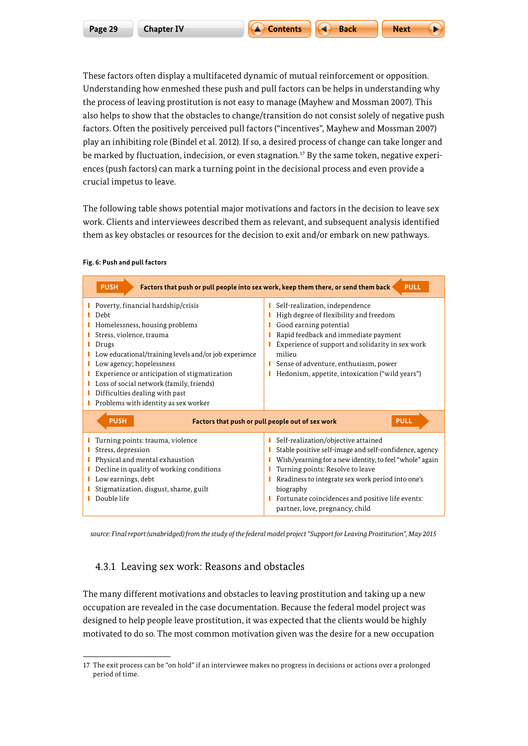These factors often display a multifaceted dynamic of mutual reinforcement or opposition. Understanding how enmeshed these push and pull factors can be helps in understanding why the process of leaving prostitution is not easy to manage (Mayhew and Mossman 2007). This also helps to show that the obstacles to change/transition do not consist solely of negative push factors. Often the positively perceived pull factors ("incentives", Mayhew and Mossman 2007) play an inhibiting role (Bindel et al. 2012). If so, a desired process of change can take longer and be marked by fluctuation, indecision, or even stagnation.[17] By the same token, negative experiences (push factors) can mark a turning point in the decisional process and even provide a crucial impetus to leave.

The following table shows potential major motivations and factors in the decision to leave sex work. Clients and interviewees described them as relevant, and subsequent analysis identified them as key obstacles or resources for the decision to exit and/or embark on new pathways.

**Fig. 6: Push and pull factors**

| PUSH | PULL |
|---|---|
| **Factors that push or pull people into sex work, keep them there, or send them back** | |
| Poverty, financial hardship/crisis<br>Debt<br>Homelessness, housing problems<br>Stress, violence, trauma<br>Drugs<br>Low educational/training levels and/or job experience<br>Low agency; hopelessness<br>Experience or anticipation of stigmatization<br>Loss of social network (family, friends)<br>Difficulties dealing with past<br>Problems with identity as sex worker | Self-realization, independence<br>High degree of flexibility and freedom<br>Good earning potential<br>Rapid feedback and immediate payment<br>Experience of support and solidarity in sex work milieu<br>Sense of adventure, enthusiasm, power<br>Hedonism, appetite, intoxication ("wild years") |
| **Factors that push or pull people out of sex work** | |
| Turning points: trauma, violence<br>Stress, depression<br>Physical and mental exhaustion<br>Decline in quality of working conditions<br>Low earnings, debt<br>Stigmatization, disgust, shame, guilt<br>Double life | Self-realization/objective attained<br>Stable positive self-image and self-confidence, agency<br>Wish/yearning for a new identity, to feel "whole" again<br>Turning points: Resolve to leave<br>Readiness to integrate sex work period into one's biography<br>Fortunate coincidences and positive life events: partner, love, pregnancy, child |

*source: Final report (unabridged) from the study of the federal model project "Support for Leaving Prostitution", May 2015*

### 4.3.1 Leaving sex work: Reasons and obstacles

The many different motivations and obstacles to leaving prostitution and taking up a new occupation are revealed in the case documentation. Because the federal model project was designed to help people leave prostitution, it was expected that the clients would be highly motivated to do so. The most common motivation given was the desire for a new occupation

---

17 The exit process can be "on hold" if an interviewee makes no progress in decisions or actions over a prolonged period of time.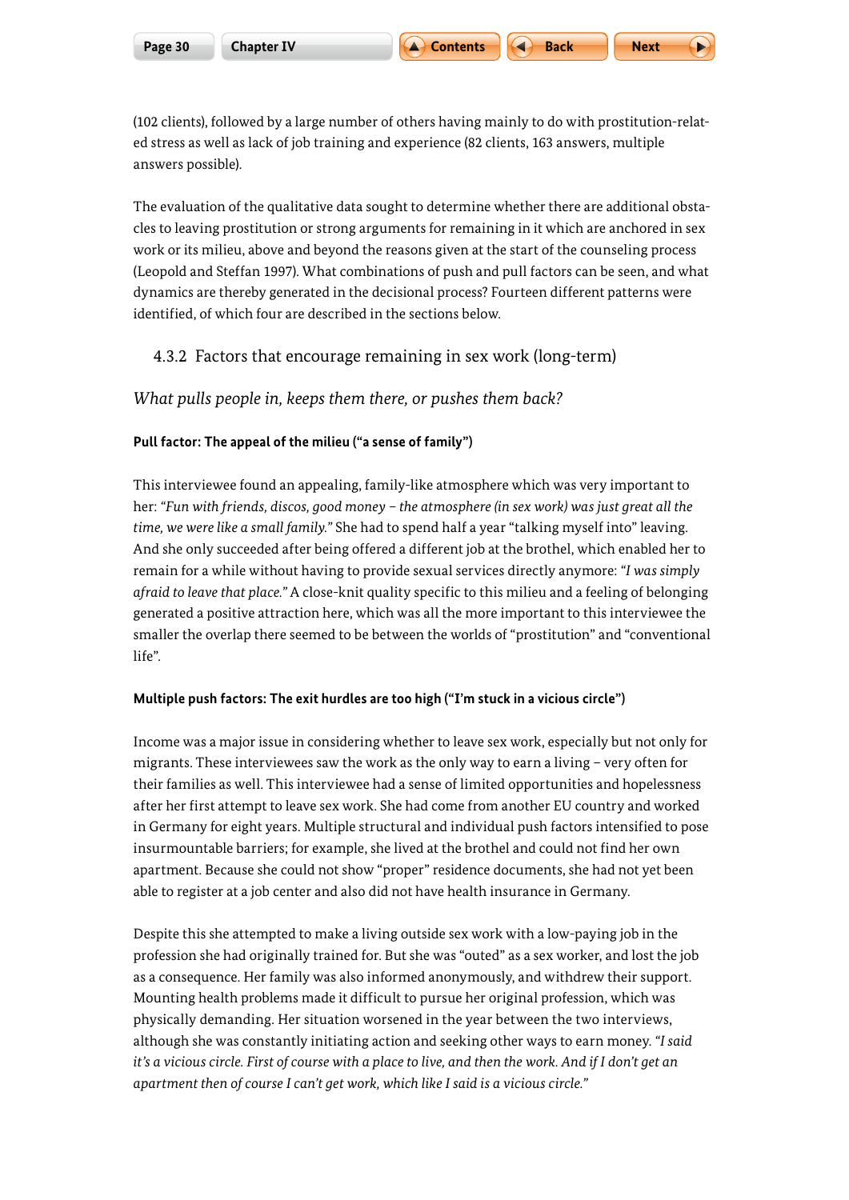(102 clients), followed by a large number of others having mainly to do with prostitution-related stress as well as lack of job training and experience (82 clients, 163 answers, multiple answers possible).

The evaluation of the qualitative data sought to determine whether there are additional obstacles to leaving prostitution or strong arguments for remaining in it which are anchored in sex work or its milieu, above and beyond the reasons given at the start of the counseling process (Leopold and Steffan 1997). What combinations of push and pull factors can be seen, and what dynamics are thereby generated in the decisional process? Fourteen different patterns were identified, of which four are described in the sections below.

### 4.3.2 Factors that encourage remaining in sex work (long-term)

*What pulls people in, keeps them there, or pushes them back?*

**Pull factor: The appeal of the milieu ("a sense of family")**

This interviewee found an appealing, family-like atmosphere which was very important to her: *"Fun with friends, discos, good money – the atmosphere (in sex work) was just great all the time, we were like a small family."* She had to spend half a year "talking myself into" leaving. And she only succeeded after being offered a different job at the brothel, which enabled her to remain for a while without having to provide sexual services directly anymore: *"I was simply afraid to leave that place."* A close-knit quality specific to this milieu and a feeling of belonging generated a positive attraction here, which was all the more important to this interviewee the smaller the overlap there seemed to be between the worlds of "prostitution" and "conventional life".

**Multiple push factors: The exit hurdles are too high ("I'm stuck in a vicious circle")**

Income was a major issue in considering whether to leave sex work, especially but not only for migrants. These interviewees saw the work as the only way to earn a living – very often for their families as well. This interviewee had a sense of limited opportunities and hopelessness after her first attempt to leave sex work. She had come from another EU country and worked in Germany for eight years. Multiple structural and individual push factors intensified to pose insurmountable barriers; for example, she lived at the brothel and could not find her own apartment. Because she could not show "proper" residence documents, she had not yet been able to register at a job center and also did not have health insurance in Germany.

Despite this she attempted to make a living outside sex work with a low-paying job in the profession she had originally trained for. But she was "outed" as a sex worker, and lost the job as a consequence. Her family was also informed anonymously, and withdrew their support. Mounting health problems made it difficult to pursue her original profession, which was physically demanding. Her situation worsened in the year between the two interviews, although she was constantly initiating action and seeking other ways to earn money. *"I said it's a vicious circle. First of course with a place to live, and then the work. And if I don't get an apartment then of course I can't get work, which like I said is a vicious circle."*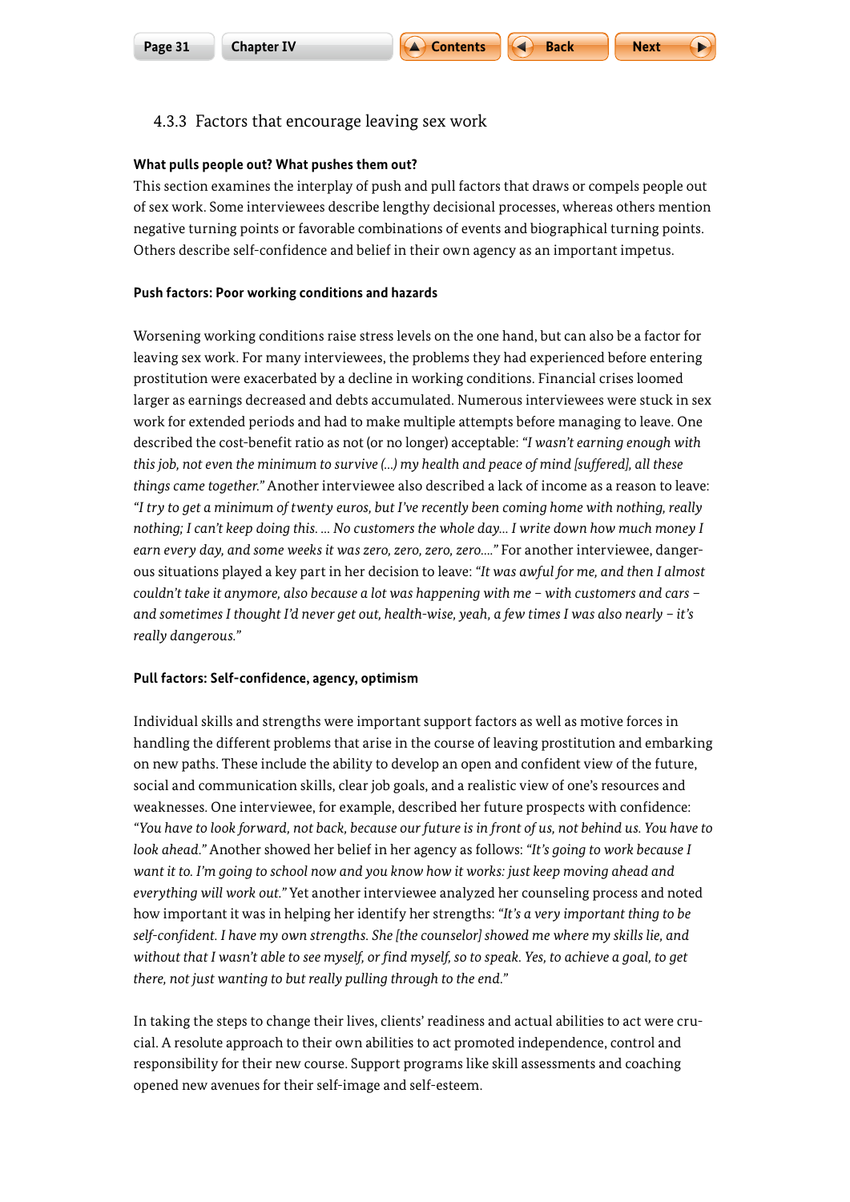### 4.3.3 Factors that encourage leaving sex work

**What pulls people out? What pushes them out?**

This section examines the interplay of push and pull factors that draws or compels people out of sex work. Some interviewees describe lengthy decisional processes, whereas others mention negative turning points or favorable combinations of events and biographical turning points. Others describe self-confidence and belief in their own agency as an important impetus.

**Push factors: Poor working conditions and hazards**

Worsening working conditions raise stress levels on the one hand, but can also be a factor for leaving sex work. For many interviewees, the problems they had experienced before entering prostitution were exacerbated by a decline in working conditions. Financial crises loomed larger as earnings decreased and debts accumulated. Numerous interviewees were stuck in sex work for extended periods and had to make multiple attempts before managing to leave. One described the cost-benefit ratio as not (or no longer) acceptable: *"I wasn't earning enough with this job, not even the minimum to survive (...) my health and peace of mind [suffered], all these things came together."* Another interviewee also described a lack of income as a reason to leave: *"I try to get a minimum of twenty euros, but I've recently been coming home with nothing, really nothing; I can't keep doing this. ... No customers the whole day... I write down how much money I earn every day, and some weeks it was zero, zero, zero, zero...."* For another interviewee, dangerous situations played a key part in her decision to leave: *"It was awful for me, and then I almost couldn't take it anymore, also because a lot was happening with me – with customers and cars – and sometimes I thought I'd never get out, health-wise, yeah, a few times I was also nearly – it's really dangerous."*

**Pull factors: Self-confidence, agency, optimism**

Individual skills and strengths were important support factors as well as motive forces in handling the different problems that arise in the course of leaving prostitution and embarking on new paths. These include the ability to develop an open and confident view of the future, social and communication skills, clear job goals, and a realistic view of one's resources and weaknesses. One interviewee, for example, described her future prospects with confidence: *"You have to look forward, not back, because our future is in front of us, not behind us. You have to look ahead."* Another showed her belief in her agency as follows: *"It's going to work because I want it to. I'm going to school now and you know how it works: just keep moving ahead and everything will work out."* Yet another interviewee analyzed her counseling process and noted how important it was in helping her identify her strengths: *"It's a very important thing to be self-confident. I have my own strengths. She [the counselor] showed me where my skills lie, and without that I wasn't able to see myself, or find myself, so to speak. Yes, to achieve a goal, to get there, not just wanting to but really pulling through to the end."*

In taking the steps to change their lives, clients' readiness and actual abilities to act were crucial. A resolute approach to their own abilities to act promoted independence, control and responsibility for their new course. Support programs like skill assessments and coaching opened new avenues for their self-image and self-esteem.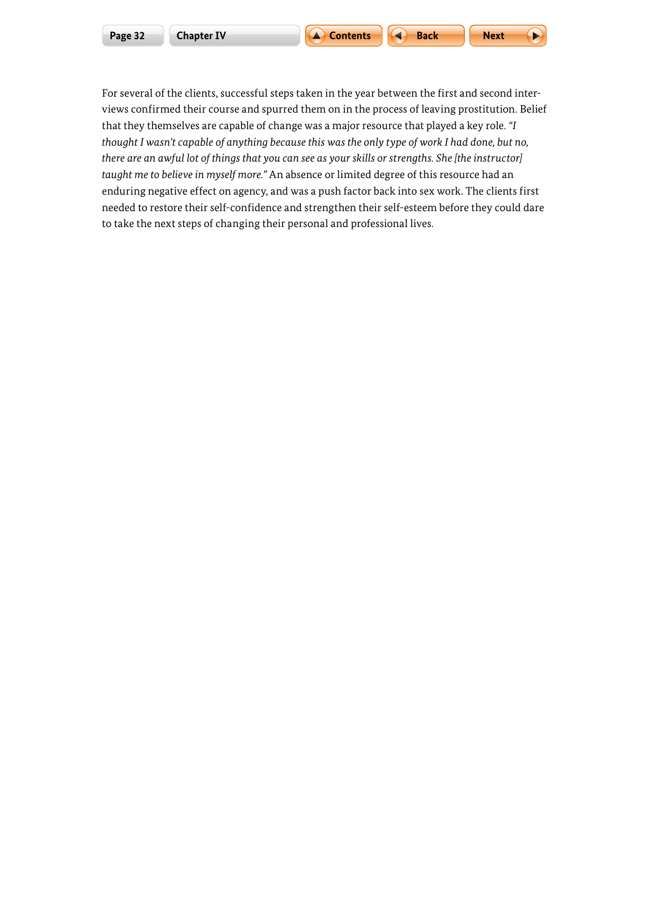For several of the clients, successful steps taken in the year between the first and second interviews confirmed their course and spurred them on in the process of leaving prostitution. Belief that they themselves are capable of change was a major resource that played a key role. *"I thought I wasn't capable of anything because this was the only type of work I had done, but no, there are an awful lot of things that you can see as your skills or strengths. She [the instructor] taught me to believe in myself more."* An absence or limited degree of this resource had an enduring negative effect on agency, and was a push factor back into sex work. The clients first needed to restore their self-confidence and strengthen their self-esteem before they could dare to take the next steps of changing their personal and professional lives.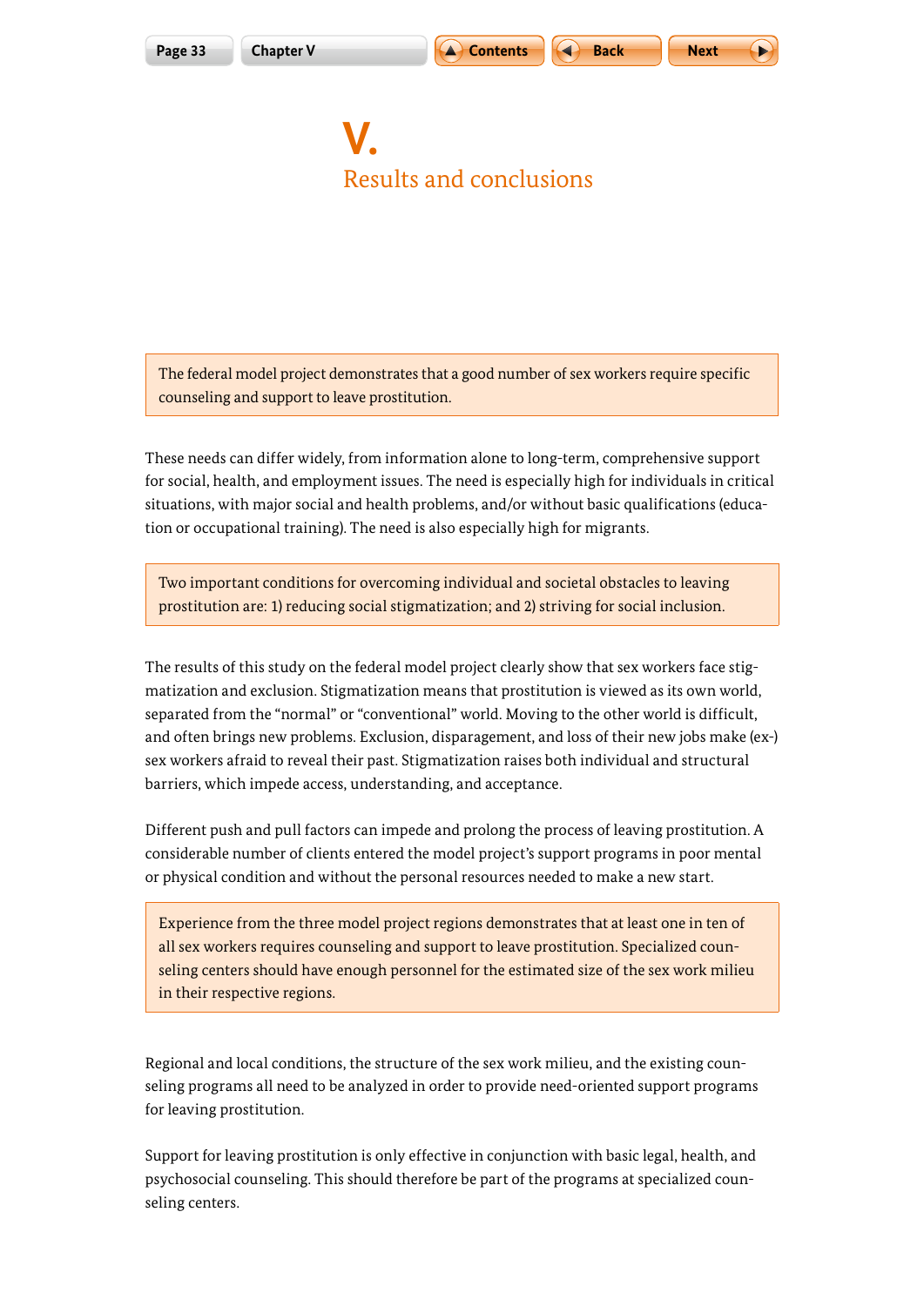# V. Results and conclusions

> The federal model project demonstrates that a good number of sex workers require specific counseling and support to leave prostitution.

These needs can differ widely, from information alone to long-term, comprehensive support for social, health, and employment issues. The need is especially high for individuals in critical situations, with major social and health problems, and/or without basic qualifications (education or occupational training). The need is also especially high for migrants.

> Two important conditions for overcoming individual and societal obstacles to leaving prostitution are: 1) reducing social stigmatization; and 2) striving for social inclusion.

The results of this study on the federal model project clearly show that sex workers face stigmatization and exclusion. Stigmatization means that prostitution is viewed as its own world, separated from the "normal" or "conventional" world. Moving to the other world is difficult, and often brings new problems. Exclusion, disparagement, and loss of their new jobs make (ex-) sex workers afraid to reveal their past. Stigmatization raises both individual and structural barriers, which impede access, understanding, and acceptance.

Different push and pull factors can impede and prolong the process of leaving prostitution. A considerable number of clients entered the model project's support programs in poor mental or physical condition and without the personal resources needed to make a new start.

> Experience from the three model project regions demonstrates that at least one in ten of all sex workers requires counseling and support to leave prostitution. Specialized counseling centers should have enough personnel for the estimated size of the sex work milieu in their respective regions.

Regional and local conditions, the structure of the sex work milieu, and the existing counseling programs all need to be analyzed in order to provide need-oriented support programs for leaving prostitution.

Support for leaving prostitution is only effective in conjunction with basic legal, health, and psychosocial counseling. This should therefore be part of the programs at specialized counseling centers.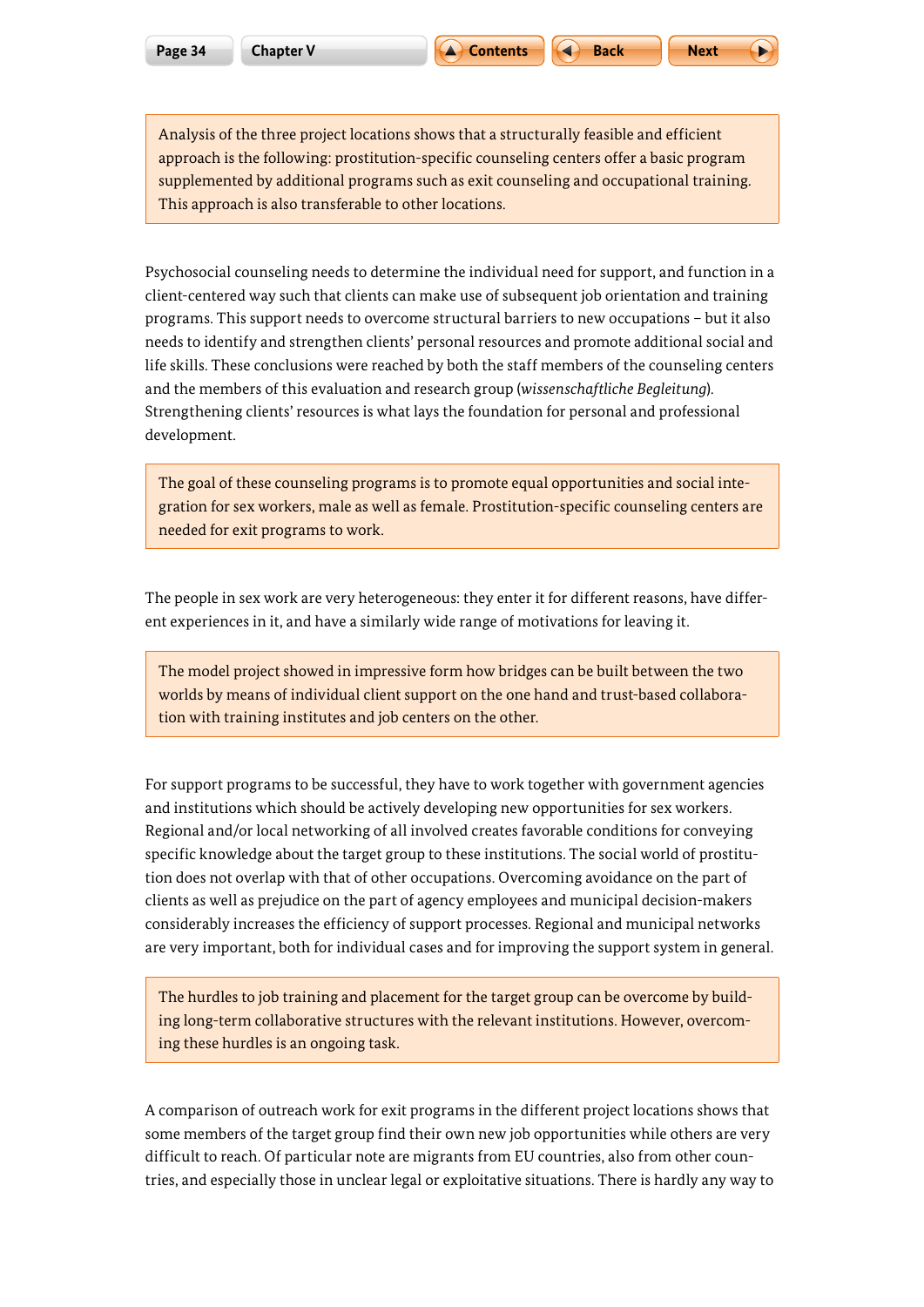Analysis of the three project locations shows that a structurally feasible and efficient approach is the following: prostitution-specific counseling centers offer a basic program supplemented by additional programs such as exit counseling and occupational training. This approach is also transferable to other locations.

Psychosocial counseling needs to determine the individual need for support, and function in a client-centered way such that clients can make use of subsequent job orientation and training programs. This support needs to overcome structural barriers to new occupations – but it also needs to identify and strengthen clients' personal resources and promote additional social and life skills. These conclusions were reached by both the staff members of the counseling centers and the members of this evaluation and research group (*wissenschaftliche Begleitung*). Strengthening clients' resources is what lays the foundation for personal and professional development.

The goal of these counseling programs is to promote equal opportunities and social integration for sex workers, male as well as female. Prostitution-specific counseling centers are needed for exit programs to work.

The people in sex work are very heterogeneous: they enter it for different reasons, have different experiences in it, and have a similarly wide range of motivations for leaving it.

The model project showed in impressive form how bridges can be built between the two worlds by means of individual client support on the one hand and trust-based collaboration with training institutes and job centers on the other.

For support programs to be successful, they have to work together with government agencies and institutions which should be actively developing new opportunities for sex workers. Regional and/or local networking of all involved creates favorable conditions for conveying specific knowledge about the target group to these institutions. The social world of prostitution does not overlap with that of other occupations. Overcoming avoidance on the part of clients as well as prejudice on the part of agency employees and municipal decision-makers considerably increases the efficiency of support processes. Regional and municipal networks are very important, both for individual cases and for improving the support system in general.

The hurdles to job training and placement for the target group can be overcome by building long-term collaborative structures with the relevant institutions. However, overcoming these hurdles is an ongoing task.

A comparison of outreach work for exit programs in the different project locations shows that some members of the target group find their own new job opportunities while others are very difficult to reach. Of particular note are migrants from EU countries, also from other countries, and especially those in unclear legal or exploitative situations. There is hardly any way to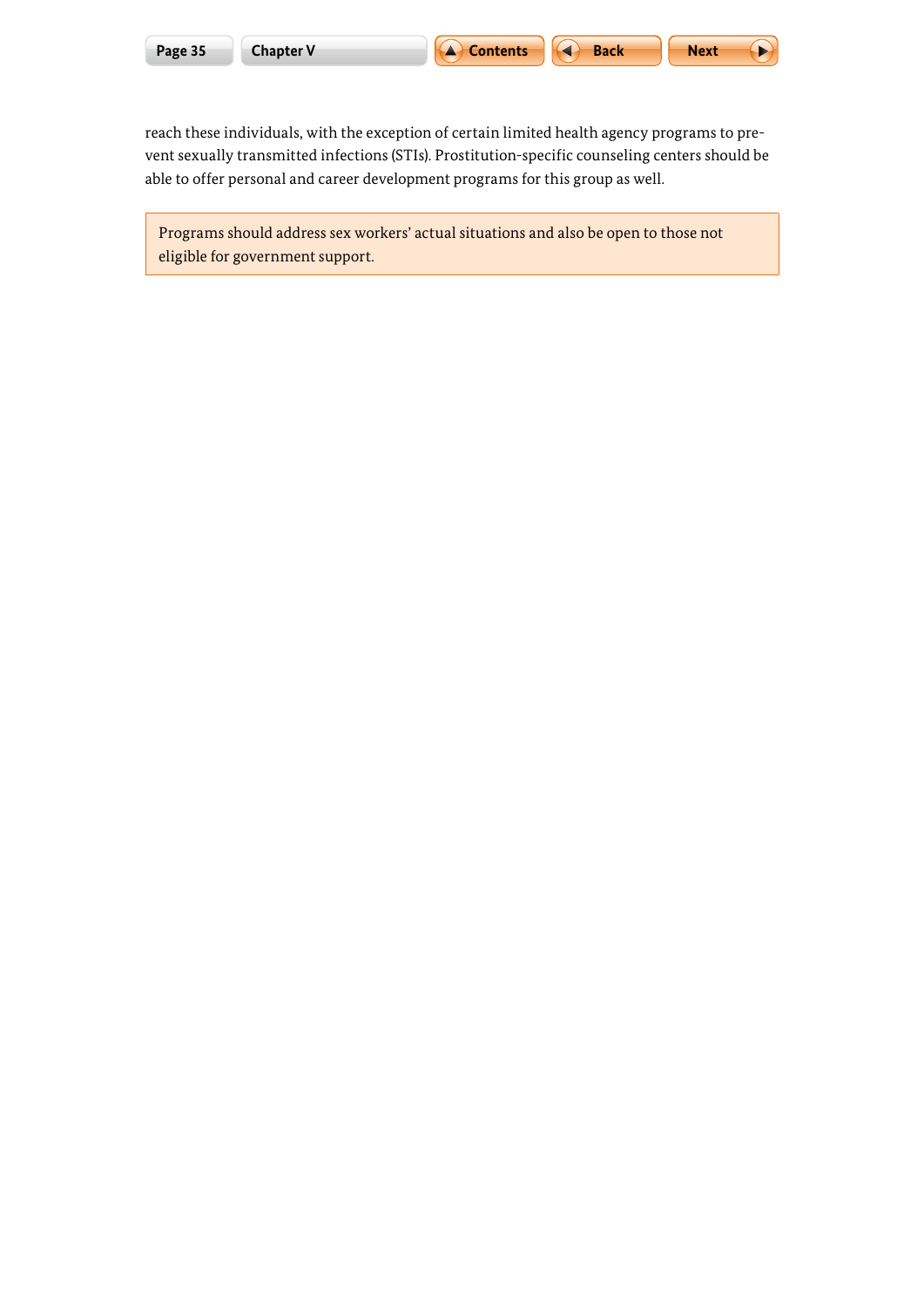reach these individuals, with the exception of certain limited health agency programs to prevent sexually transmitted infections (STIs). Prostitution-specific counseling centers should be able to offer personal and career development programs for this group as well.

> Programs should address sex workers' actual situations and also be open to those not eligible for government support.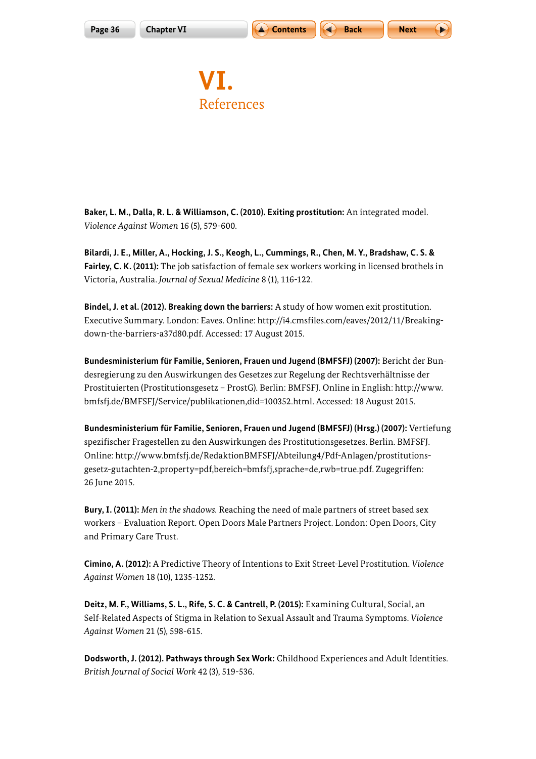# VI. References

**Baker, L. M., Dalla, R. L. & Williamson, C. (2010). Exiting prostitution:** An integrated model. *Violence Against Women* 16 (5), 579-600.

**Bilardi, J. E., Miller, A., Hocking, J. S., Keogh, L., Cummings, R., Chen, M. Y., Bradshaw, C. S. & Fairley, C. K. (2011):** The job satisfaction of female sex workers working in licensed brothels in Victoria, Australia. *Journal of Sexual Medicine* 8 (1), 116-122.

**Bindel, J. et al. (2012). Breaking down the barriers:** A study of how women exit prostitution. Executive Summary. London: Eaves. Online: http://i4.cmsfiles.com/eaves/2012/11/Breaking-down-the-barriers-a37d80.pdf. Accessed: 17 August 2015.

**Bundesministerium für Familie, Senioren, Frauen und Jugend (BMFSFJ) (2007):** Bericht der Bundesregierung zu den Auswirkungen des Gesetzes zur Regelung der Rechtsverhältnisse der Prostituierten (Prostitutionsgesetz – ProstG). Berlin: BMFSFJ. Online in English: http://www.bmfsfj.de/BMFSFJ/Service/publikationen,did=100352.html. Accessed: 18 August 2015.

**Bundesministerium für Familie, Senioren, Frauen und Jugend (BMFSFJ) (Hrsg.) (2007):** Vertiefung spezifischer Fragestellen zu den Auswirkungen des Prostitutionsgesetzes. Berlin. BMFSFJ. Online: http://www.bmfsfj.de/RedaktionBMFSFJ/Abteilung4/Pdf-Anlagen/prostitutions-gesetz-gutachten-2,property=pdf,bereich=bmfsfj,sprache=de,rwb=true.pdf. Zugegriffen: 26 June 2015.

**Bury, I. (2011):** *Men in the shadows.* Reaching the need of male partners of street based sex workers – Evaluation Report. Open Doors Male Partners Project. London: Open Doors, City and Primary Care Trust.

**Cimino, A. (2012):** A Predictive Theory of Intentions to Exit Street-Level Prostitution. *Violence Against Women* 18 (10), 1235-1252.

**Deitz, M. F., Williams, S. L., Rife, S. C. & Cantrell, P. (2015):** Examining Cultural, Social, an Self-Related Aspects of Stigma in Relation to Sexual Assault and Trauma Symptoms. *Violence Against Women* 21 (5), 598-615.

**Dodsworth, J. (2012). Pathways through Sex Work:** Childhood Experiences and Adult Identities. *British Journal of Social Work* 42 (3), 519-536.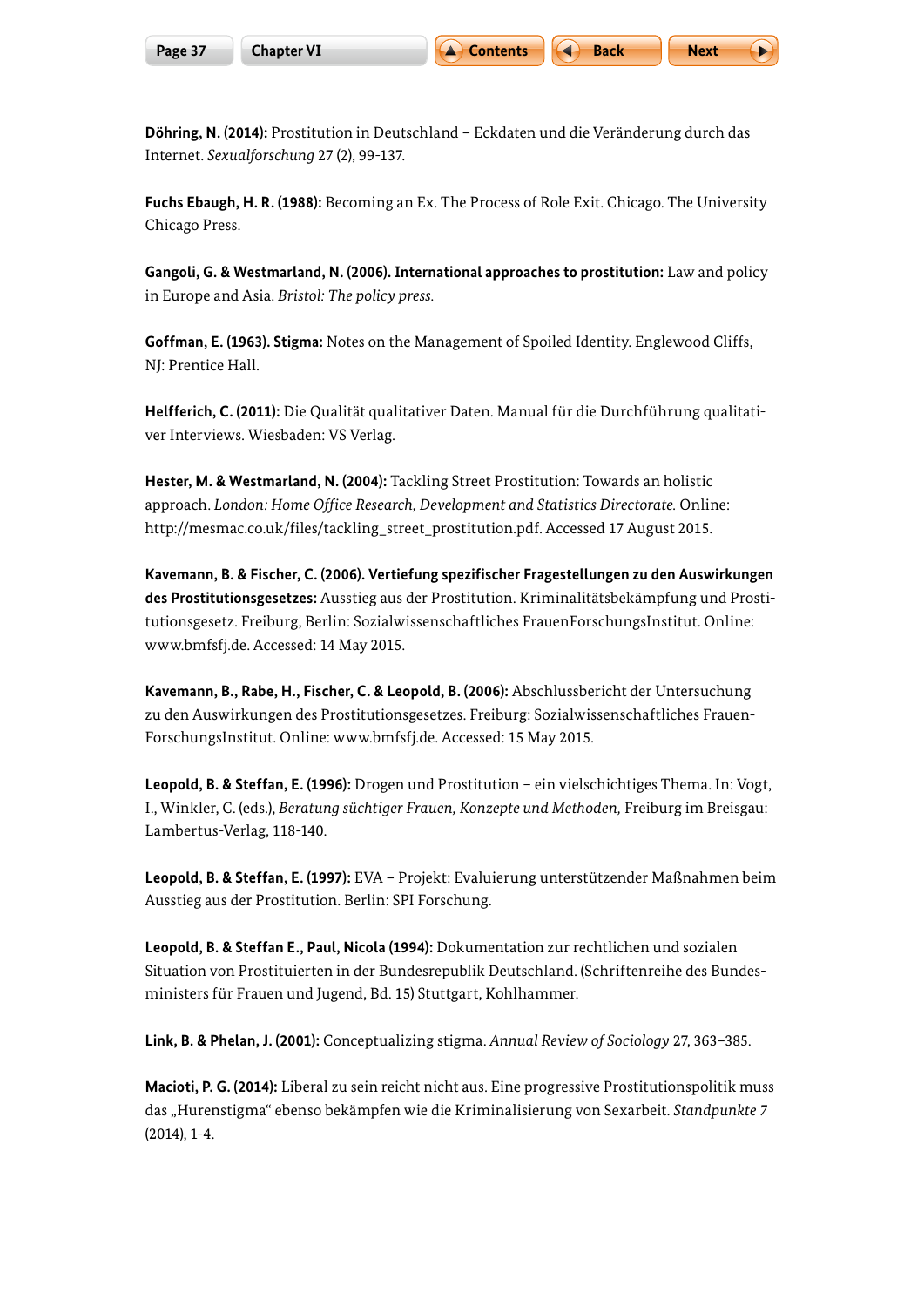**Döhring, N. (2014):** Prostitution in Deutschland – Eckdaten und die Veränderung durch das Internet. *Sexualforschung* 27 (2), 99-137.

**Fuchs Ebaugh, H. R. (1988):** Becoming an Ex. The Process of Role Exit. Chicago. The University Chicago Press.

**Gangoli, G. & Westmarland, N. (2006). International approaches to prostitution:** Law and policy in Europe and Asia. *Bristol: The policy press.*

**Goffman, E. (1963). Stigma:** Notes on the Management of Spoiled Identity. Englewood Cliffs, NJ: Prentice Hall.

**Helfferich, C. (2011):** Die Qualität qualitativer Daten. Manual für die Durchführung qualitativer Interviews. Wiesbaden: VS Verlag.

**Hester, M. & Westmarland, N. (2004):** Tackling Street Prostitution: Towards an holistic approach. *London: Home Office Research, Development and Statistics Directorate.* Online: http://mesmac.co.uk/files/tackling_street_prostitution.pdf. Accessed 17 August 2015.

**Kavemann, B. & Fischer, C. (2006). Vertiefung spezifischer Fragestellungen zu den Auswirkungen des Prostitutionsgesetzes:** Ausstieg aus der Prostitution. Kriminalitätsbekämpfung und Prostitutionsgesetz. Freiburg, Berlin: Sozialwissenschaftliches FrauenForschungsInstitut. Online: www.bmfsfj.de. Accessed: 14 May 2015.

**Kavemann, B., Rabe, H., Fischer, C. & Leopold, B. (2006):** Abschlussbericht der Untersuchung zu den Auswirkungen des Prostitutionsgesetzes. Freiburg: Sozialwissenschaftliches Frauen-ForschungsInstitut. Online: www.bmfsfj.de. Accessed: 15 May 2015.

**Leopold, B. & Steffan, E. (1996):** Drogen und Prostitution – ein vielschichtiges Thema. In: Vogt, I., Winkler, C. (eds.), *Beratung süchtiger Frauen, Konzepte und Methoden,* Freiburg im Breisgau: Lambertus-Verlag, 118-140.

**Leopold, B. & Steffan, E. (1997):** EVA – Projekt: Evaluierung unterstützender Maßnahmen beim Ausstieg aus der Prostitution. Berlin: SPI Forschung.

**Leopold, B. & Steffan E., Paul, Nicola (1994):** Dokumentation zur rechtlichen und sozialen Situation von Prostituierten in der Bundesrepublik Deutschland. (Schriftenreihe des Bundesministers für Frauen und Jugend, Bd. 15) Stuttgart, Kohlhammer.

**Link, B. & Phelan, J. (2001):** Conceptualizing stigma. *Annual Review of Sociology* 27, 363–385.

**Macioti, P. G. (2014):** Liberal zu sein reicht nicht aus. Eine progressive Prostitutionspolitik muss das „Hurenstigma" ebenso bekämpfen wie die Kriminalisierung von Sexarbeit. *Standpunkte 7* (2014), 1-4.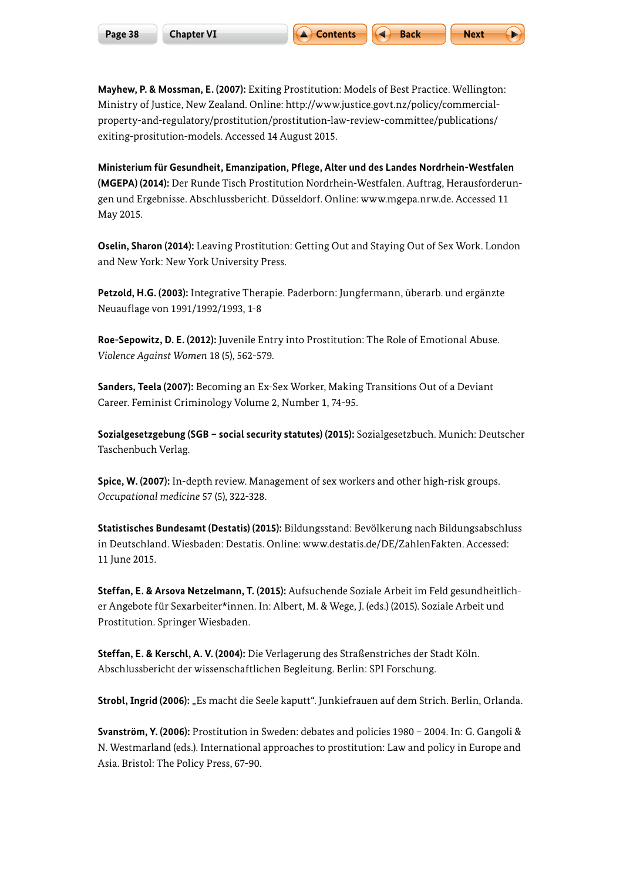**Mayhew, P. & Mossman, E. (2007):** Exiting Prostitution: Models of Best Practice. Wellington: Ministry of Justice, New Zealand. Online: http://www.justice.govt.nz/policy/commercial-property-and-regulatory/prostitution/prostitution-law-review-committee/publications/exiting-prositution-models. Accessed 14 August 2015.

**Ministerium für Gesundheit, Emanzipation, Pflege, Alter und des Landes Nordrhein-Westfalen (MGEPA) (2014):** Der Runde Tisch Prostitution Nordrhein-Westfalen. Auftrag, Herausforderungen und Ergebnisse. Abschlussbericht. Düsseldorf. Online: www.mgepa.nrw.de. Accessed 11 May 2015.

**Oselin, Sharon (2014):** Leaving Prostitution: Getting Out and Staying Out of Sex Work. London and New York: New York University Press.

**Petzold, H.G. (2003):** Integrative Therapie. Paderborn: Jungfermann, überarb. und ergänzte Neuauflage von 1991/1992/1993, 1-8

**Roe-Sepowitz, D. E. (2012):** Juvenile Entry into Prostitution: The Role of Emotional Abuse. *Violence Against Women* 18 (5), 562-579.

**Sanders, Teela (2007):** Becoming an Ex-Sex Worker, Making Transitions Out of a Deviant Career. Feminist Criminology Volume 2, Number 1, 74-95.

**Sozialgesetzgebung (SGB – social security statutes) (2015):** Sozialgesetzbuch. Munich: Deutscher Taschenbuch Verlag.

**Spice, W. (2007):** In-depth review. Management of sex workers and other high-risk groups. *Occupational medicine* 57 (5), 322-328.

**Statistisches Bundesamt (Destatis) (2015):** Bildungsstand: Bevölkerung nach Bildungsabschluss in Deutschland. Wiesbaden: Destatis. Online: www.destatis.de/DE/ZahlenFakten. Accessed: 11 June 2015.

**Steffan, E. & Arsova Netzelmann, T. (2015):** Aufsuchende Soziale Arbeit im Feld gesundheitlicher Angebote für Sexarbeiter*innen. In: Albert, M. & Wege, J. (eds.) (2015). Soziale Arbeit und Prostitution. Springer Wiesbaden.

**Steffan, E. & Kerschl, A. V. (2004):** Die Verlagerung des Straßenstriches der Stadt Köln. Abschlussbericht der wissenschaftlichen Begleitung. Berlin: SPI Forschung.

**Strobl, Ingrid (2006):** „Es macht die Seele kaputt“. Junkiefrauen auf dem Strich. Berlin, Orlanda.

**Svanström, Y. (2006):** Prostitution in Sweden: debates and policies 1980 – 2004. In: G. Gangoli & N. Westmarland (eds.). International approaches to prostitution: Law and policy in Europe and Asia. Bristol: The Policy Press, 67-90.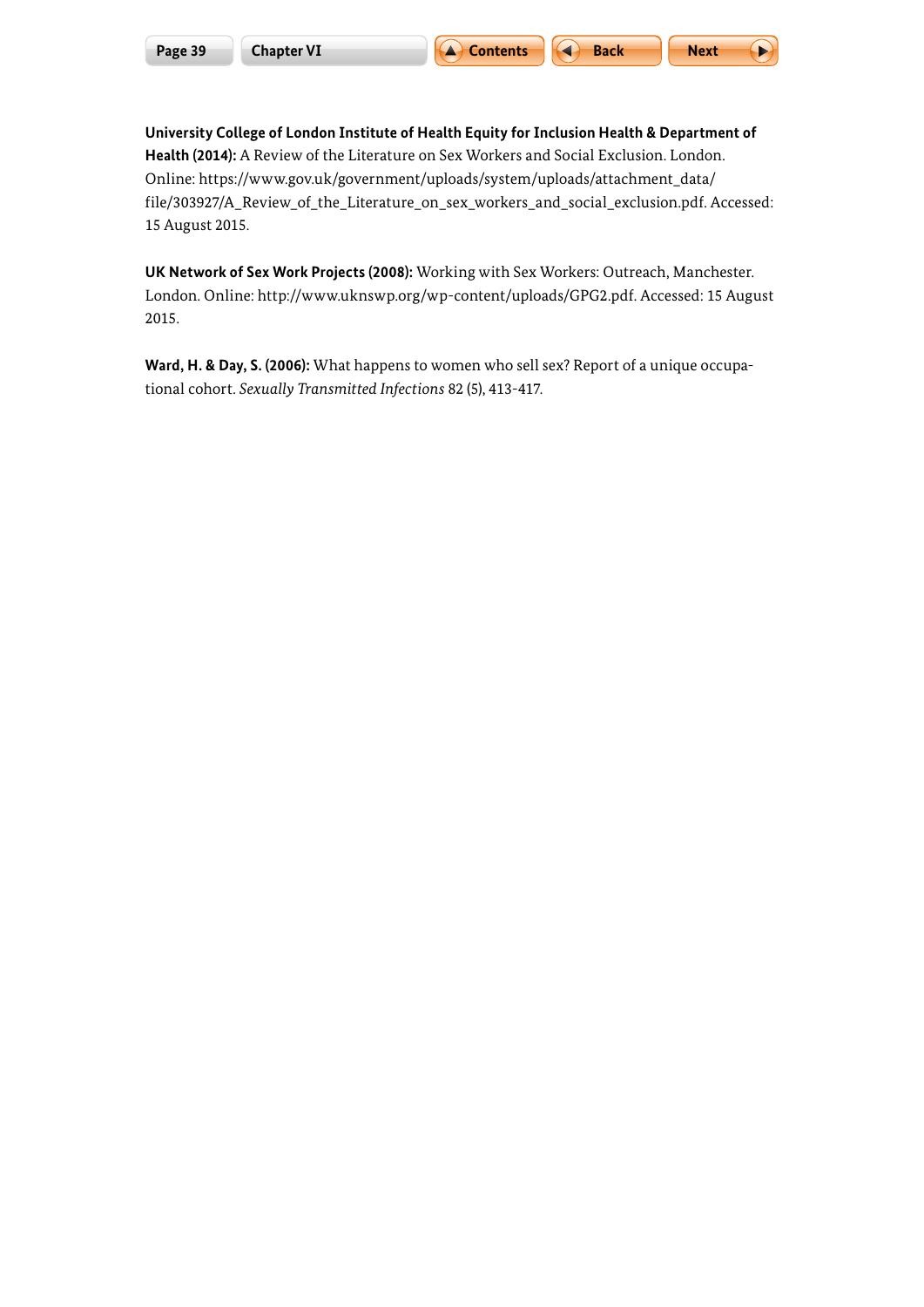**University College of London Institute of Health Equity for Inclusion Health & Department of Health (2014):** A Review of the Literature on Sex Workers and Social Exclusion. London. Online: https://www.gov.uk/government/uploads/system/uploads/attachment_data/file/303927/A_Review_of_the_Literature_on_sex_workers_and_social_exclusion.pdf. Accessed: 15 August 2015.

**UK Network of Sex Work Projects (2008):** Working with Sex Workers: Outreach, Manchester. London. Online: http://www.uknswp.org/wp-content/uploads/GPG2.pdf. Accessed: 15 August 2015.

**Ward, H. & Day, S. (2006):** What happens to women who sell sex? Report of a unique occupational cohort. *Sexually Transmitted Infections* 82 (5), 413-417.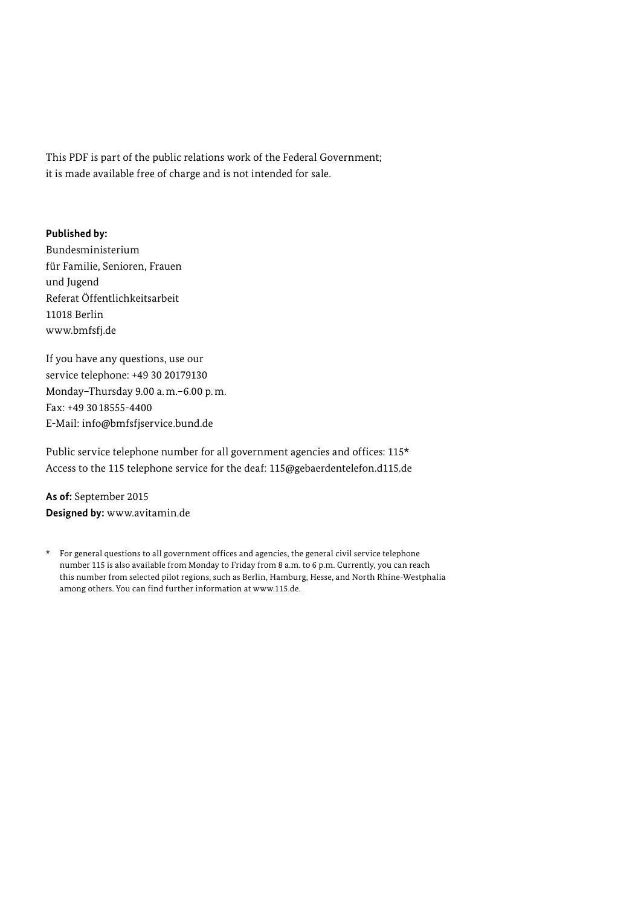This PDF is part of the public relations work of the Federal Government; it is made available free of charge and is not intended for sale.

**Published by:**
Bundesministerium
für Familie, Senioren, Frauen
und Jugend
Referat Öffentlichkeitsarbeit
11018 Berlin
www.bmfsfj.de

If you have any questions, use our
service telephone: +49 30 20179130
Monday–Thursday 9.00 a.m.–6.00 p.m.
Fax: +49 30 18555-4400
E-Mail: info@bmfsfjservice.bund.de

Public service telephone number for all government agencies and offices: 115*
Access to the 115 telephone service for the deaf: 115@gebaerdentelefon.d115.de

**As of:** September 2015
**Designed by:** www.avitamin.de

* For general questions to all government offices and agencies, the general civil service telephone number 115 is also available from Monday to Friday from 8 a.m. to 6 p.m. Currently, you can reach this number from selected pilot regions, such as Berlin, Hamburg, Hesse, and North Rhine-Westphalia among others. You can find further information at www.115.de.